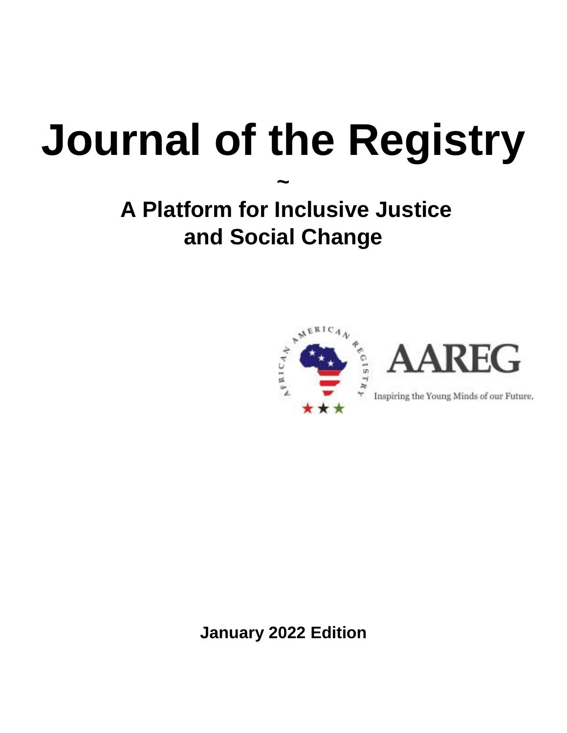# Journal of the Registry

~

## A Platform for Inclusive Justice and Social Change

AFRICAN AMERICAN REGISTRY

AAREG

Inspiring the Young Minds of our Future.

**January 2022 Edition**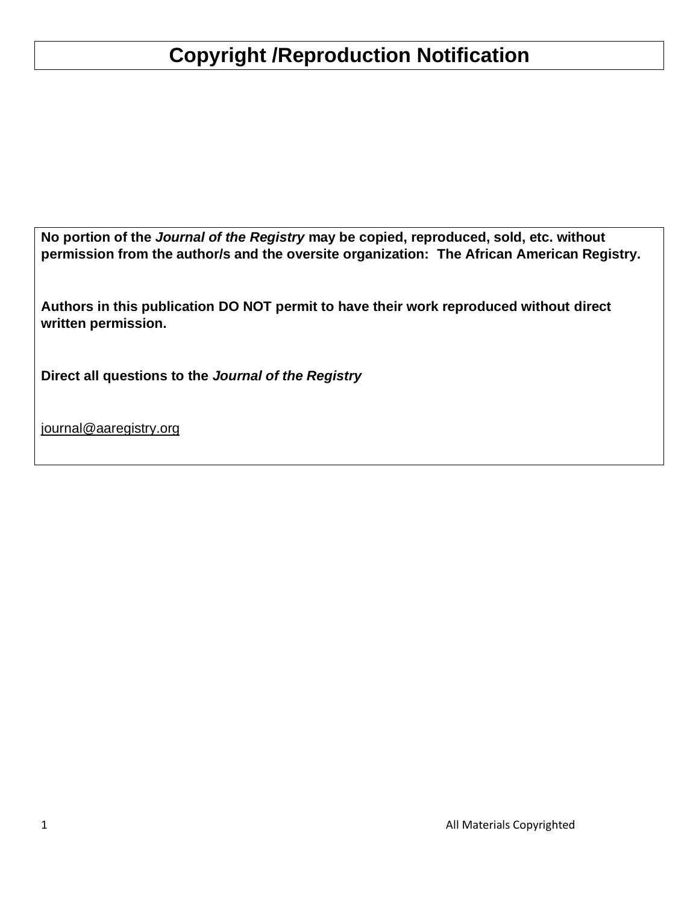# Copyright /Reproduction Notification

**No portion of the *Journal of the Registry* may be copied, reproduced, sold, etc. without permission from the author/s and the oversite organization: The African American Registry.**

**Authors in this publication DO NOT permit to have their work reproduced without direct written permission.**

**Direct all questions to the *Journal of the Registry***

journal@aaregistry.org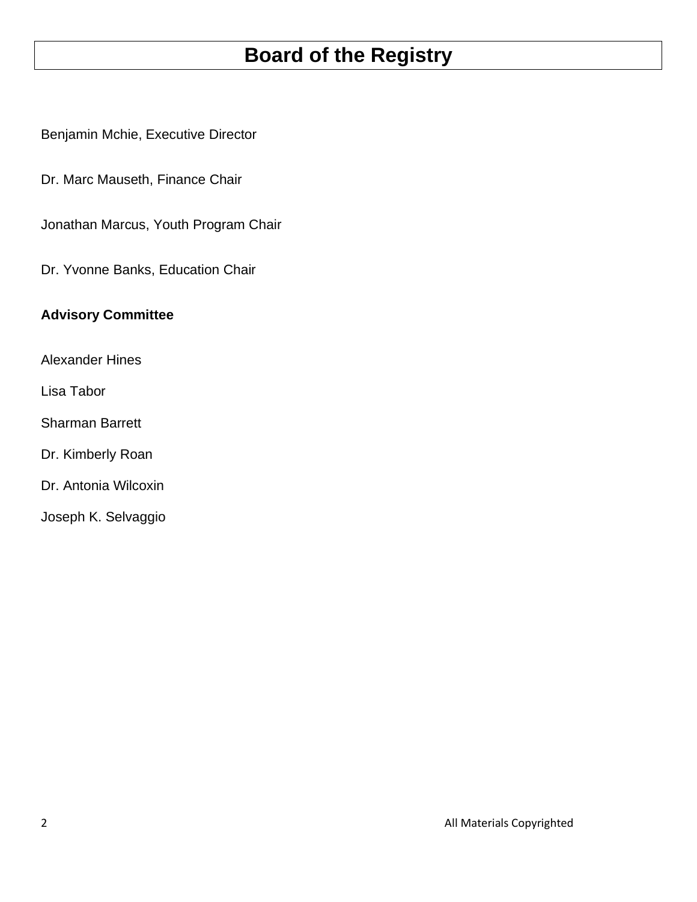# Board of the Registry

Benjamin Mchie, Executive Director

Dr. Marc Mauseth, Finance Chair

Jonathan Marcus, Youth Program Chair

Dr. Yvonne Banks, Education Chair

**Advisory Committee**

Alexander Hines

Lisa Tabor

Sharman Barrett

Dr. Kimberly Roan

Dr. Antonia Wilcoxin

Joseph K. Selvaggio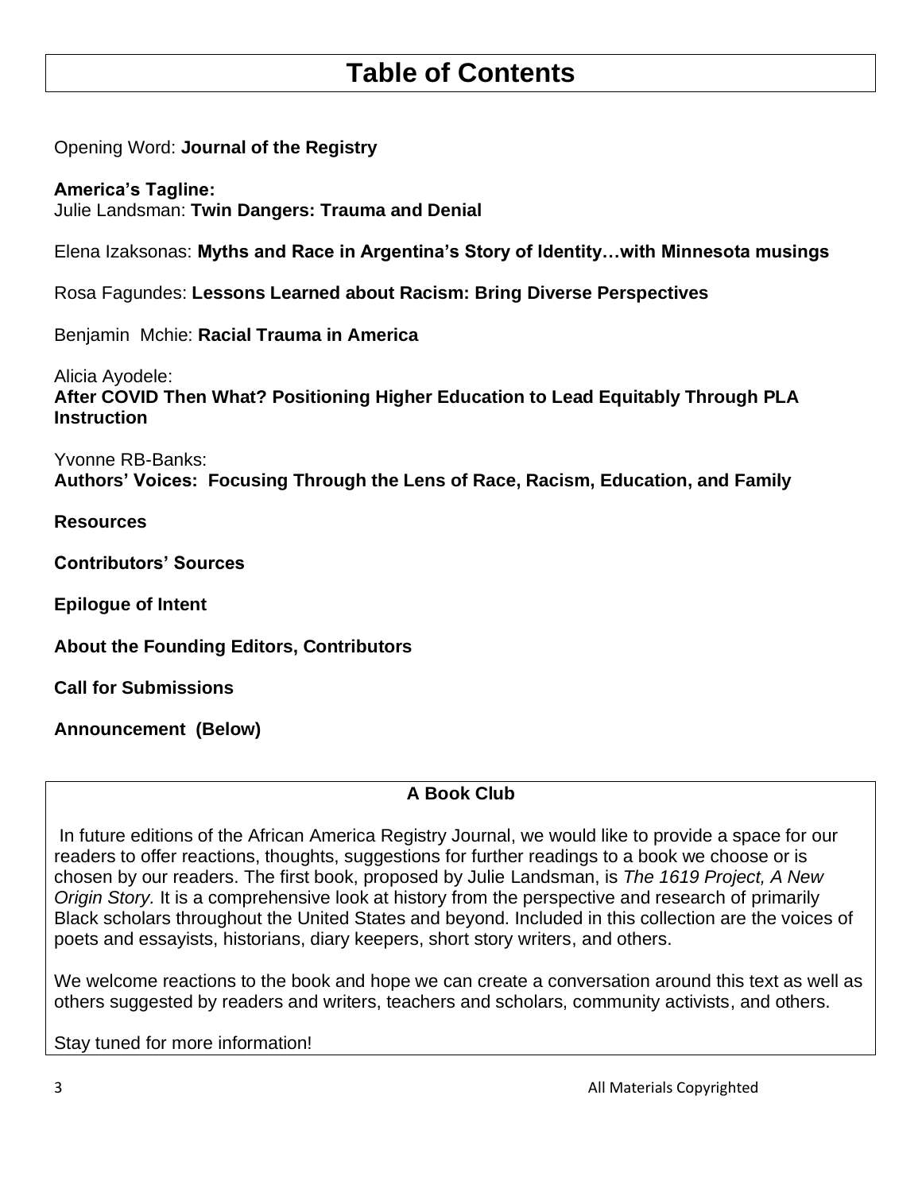# Table of Contents

Opening Word: **Journal of the Registry**

**America's Tagline:**
Julie Landsman: **Twin Dangers: Trauma and Denial**

Elena Izaksonas: **Myths and Race in Argentina's Story of Identity…with Minnesota musings**

Rosa Fagundes: **Lessons Learned about Racism: Bring Diverse Perspectives**

Benjamin Mchie: **Racial Trauma in America**

Alicia Ayodele:
**After COVID Then What? Positioning Higher Education to Lead Equitably Through PLA Instruction**

Yvonne RB-Banks:
**Authors' Voices: Focusing Through the Lens of Race, Racism, Education, and Family**

**Resources**

**Contributors' Sources**

**Epilogue of Intent**

**About the Founding Editors, Contributors**

**Call for Submissions**

**Announcement (Below)**

**A Book Club**

In future editions of the African America Registry Journal, we would like to provide a space for our readers to offer reactions, thoughts, suggestions for further readings to a book we choose or is chosen by our readers. The first book, proposed by Julie Landsman, is *The 1619 Project, A New Origin Story.* It is a comprehensive look at history from the perspective and research of primarily Black scholars throughout the United States and beyond. Included in this collection are the voices of poets and essayists, historians, diary keepers, short story writers, and others.

We welcome reactions to the book and hope we can create a conversation around this text as well as others suggested by readers and writers, teachers and scholars, community activists, and others.

Stay tuned for more information!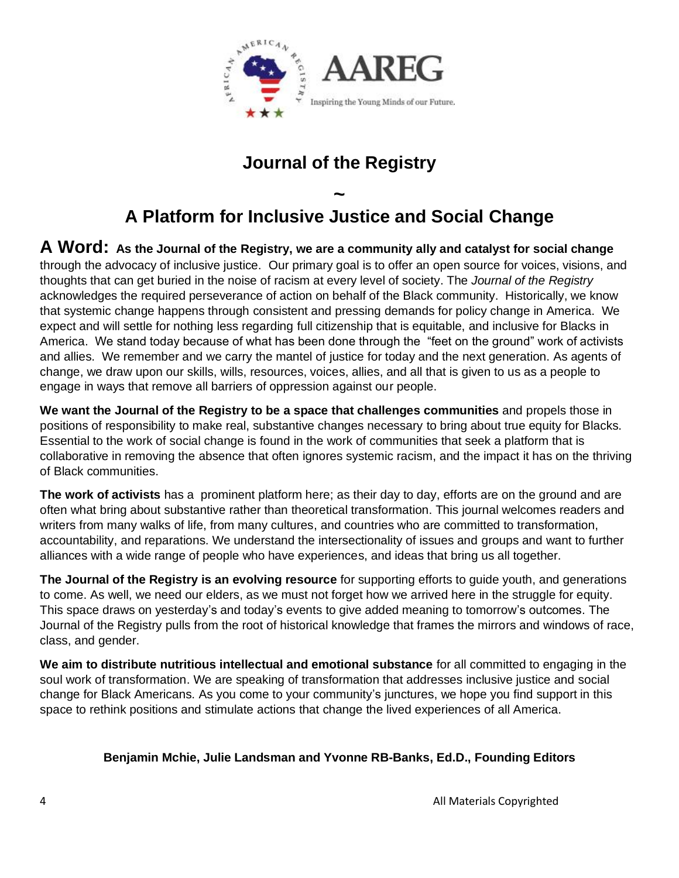# Journal of the Registry

~

# A Platform for Inclusive Justice and Social Change

**A Word: As the Journal of the Registry, we are a community ally and catalyst for social change** through the advocacy of inclusive justice. Our primary goal is to offer an open source for voices, visions, and thoughts that can get buried in the noise of racism at every level of society. The *Journal of the Registry* acknowledges the required perseverance of action on behalf of the Black community. Historically, we know that systemic change happens through consistent and pressing demands for policy change in America. We expect and will settle for nothing less regarding full citizenship that is equitable, and inclusive for Blacks in America. We stand today because of what has been done through the "feet on the ground" work of activists and allies. We remember and we carry the mantel of justice for today and the next generation. As agents of change, we draw upon our skills, wills, resources, voices, allies, and all that is given to us as a people to engage in ways that remove all barriers of oppression against our people.

**We want the Journal of the Registry to be a space that challenges communities** and propels those in positions of responsibility to make real, substantive changes necessary to bring about true equity for Blacks. Essential to the work of social change is found in the work of communities that seek a platform that is collaborative in removing the absence that often ignores systemic racism, and the impact it has on the thriving of Black communities.

**The work of activists** has a prominent platform here; as their day to day, efforts are on the ground and are often what bring about substantive rather than theoretical transformation. This journal welcomes readers and writers from many walks of life, from many cultures, and countries who are committed to transformation, accountability, and reparations. We understand the intersectionality of issues and groups and want to further alliances with a wide range of people who have experiences, and ideas that bring us all together.

**The Journal of the Registry is an evolving resource** for supporting efforts to guide youth, and generations to come. As well, we need our elders, as we must not forget how we arrived here in the struggle for equity. This space draws on yesterday's and today's events to give added meaning to tomorrow's outcomes. The Journal of the Registry pulls from the root of historical knowledge that frames the mirrors and windows of race, class, and gender.

**We aim to distribute nutritious intellectual and emotional substance** for all committed to engaging in the soul work of transformation. We are speaking of transformation that addresses inclusive justice and social change for Black Americans. As you come to your community's junctures, we hope you find support in this space to rethink positions and stimulate actions that change the lived experiences of all America.

**Benjamin Mchie, Julie Landsman and Yvonne RB-Banks, Ed.D., Founding Editors**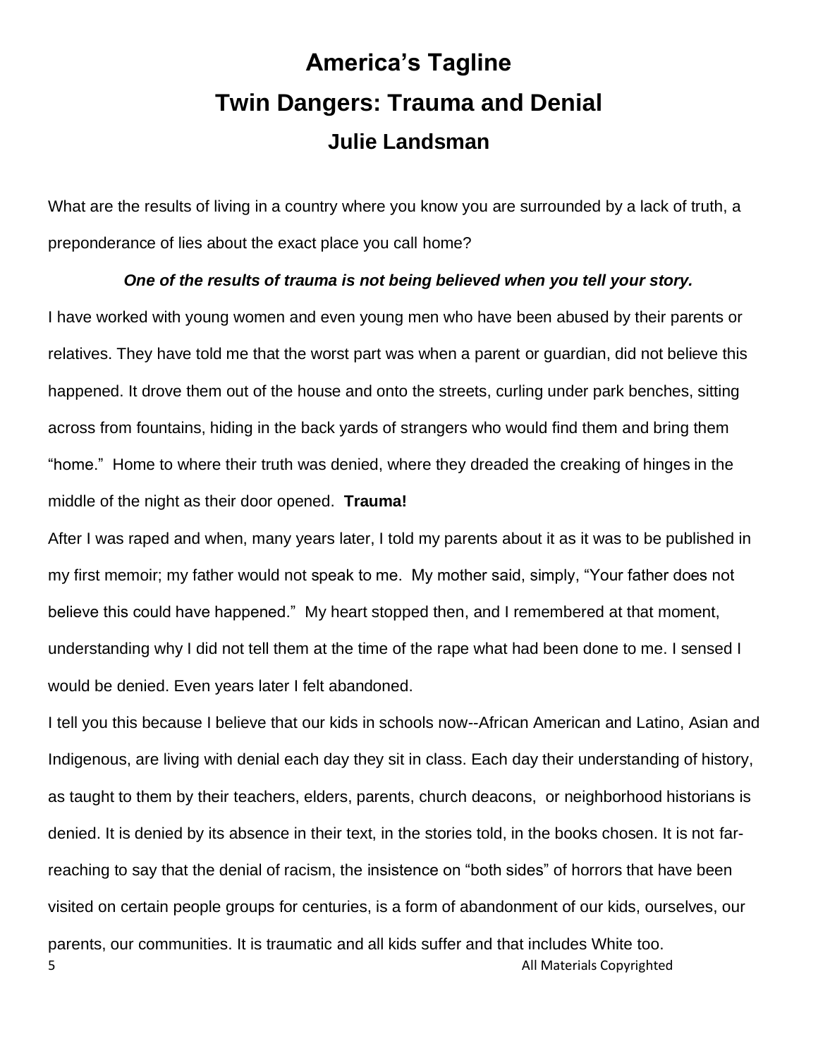# America's Tagline

# Twin Dangers: Trauma and Denial

## Julie Landsman

What are the results of living in a country where you know you are surrounded by a lack of truth, a preponderance of lies about the exact place you call home?

***One of the results of trauma is not being believed when you tell your story.***

I have worked with young women and even young men who have been abused by their parents or relatives. They have told me that the worst part was when a parent or guardian, did not believe this happened. It drove them out of the house and onto the streets, curling under park benches, sitting across from fountains, hiding in the back yards of strangers who would find them and bring them "home." Home to where their truth was denied, where they dreaded the creaking of hinges in the middle of the night as their door opened. **Trauma!**

After I was raped and when, many years later, I told my parents about it as it was to be published in my first memoir; my father would not speak to me. My mother said, simply, "Your father does not believe this could have happened." My heart stopped then, and I remembered at that moment, understanding why I did not tell them at the time of the rape what had been done to me. I sensed I would be denied. Even years later I felt abandoned.

I tell you this because I believe that our kids in schools now--African American and Latino, Asian and Indigenous, are living with denial each day they sit in class. Each day their understanding of history, as taught to them by their teachers, elders, parents, church deacons, or neighborhood historians is denied. It is denied by its absence in their text, in the stories told, in the books chosen. It is not far-reaching to say that the denial of racism, the insistence on "both sides" of horrors that have been visited on certain people groups for centuries, is a form of abandonment of our kids, ourselves, our parents, our communities. It is traumatic and all kids suffer and that includes White too.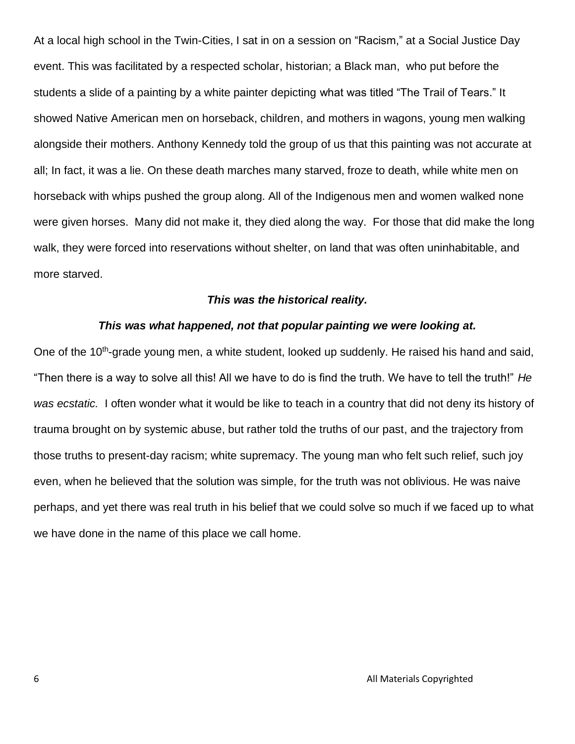At a local high school in the Twin-Cities, I sat in on a session on "Racism," at a Social Justice Day event. This was facilitated by a respected scholar, historian; a Black man, who put before the students a slide of a painting by a white painter depicting what was titled "The Trail of Tears." It showed Native American men on horseback, children, and mothers in wagons, young men walking alongside their mothers. Anthony Kennedy told the group of us that this painting was not accurate at all; In fact, it was a lie. On these death marches many starved, froze to death, while white men on horseback with whips pushed the group along. All of the Indigenous men and women walked none were given horses. Many did not make it, they died along the way. For those that did make the long walk, they were forced into reservations without shelter, on land that was often uninhabitable, and more starved.

***This was the historical reality.***

***This was what happened, not that popular painting we were looking at.***

One of the 10th-grade young men, a white student, looked up suddenly. He raised his hand and said, "Then there is a way to solve all this! All we have to do is find the truth. We have to tell the truth!" *He was ecstatic.* I often wonder what it would be like to teach in a country that did not deny its history of trauma brought on by systemic abuse, but rather told the truths of our past, and the trajectory from those truths to present-day racism; white supremacy. The young man who felt such relief, such joy even, when he believed that the solution was simple, for the truth was not oblivious. He was naive perhaps, and yet there was real truth in his belief that we could solve so much if we faced up to what we have done in the name of this place we call home.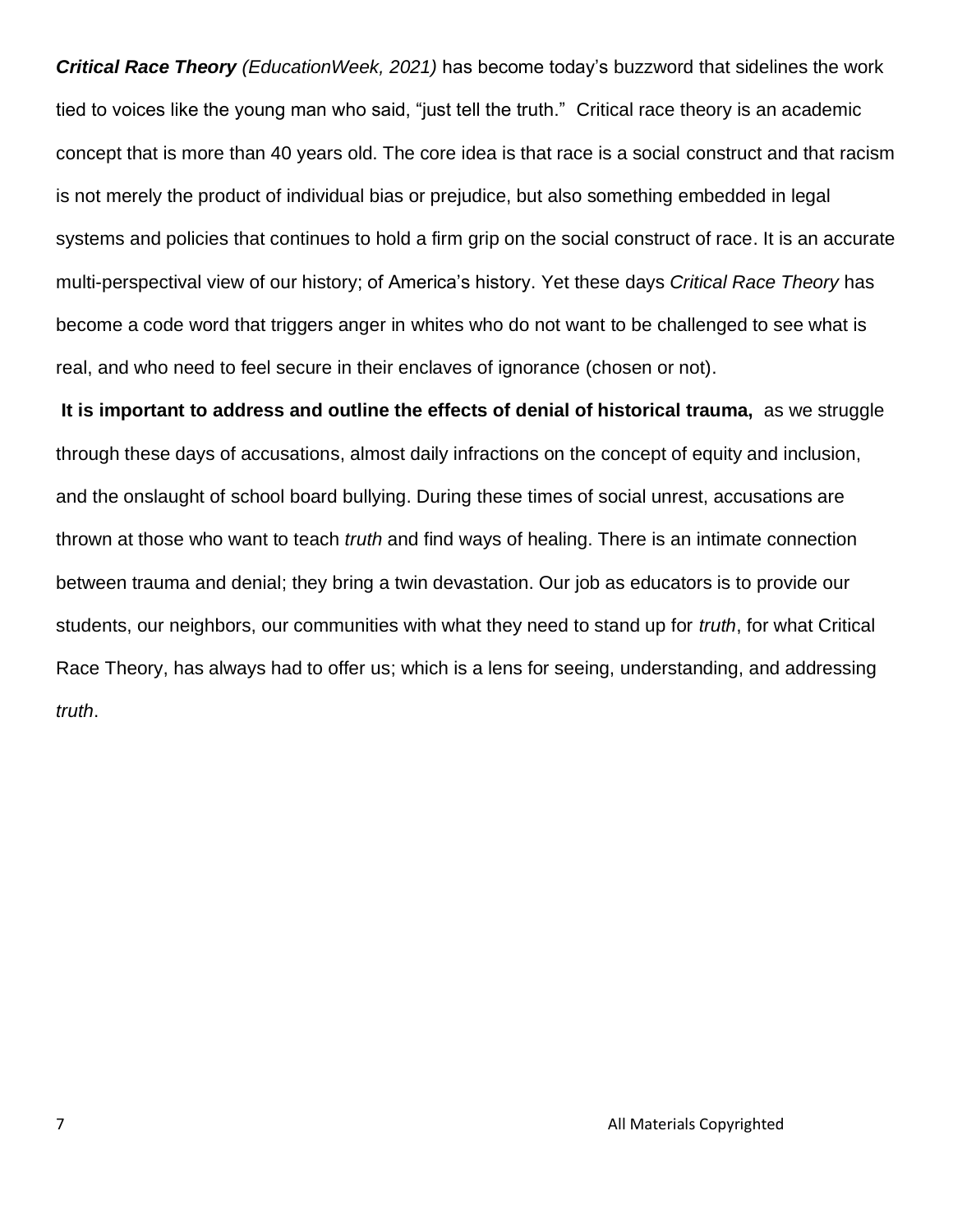***Critical Race Theory*** *(EducationWeek, 2021)* has become today's buzzword that sidelines the work tied to voices like the young man who said, "just tell the truth." Critical race theory is an academic concept that is more than 40 years old. The core idea is that race is a social construct and that racism is not merely the product of individual bias or prejudice, but also something embedded in legal systems and policies that continues to hold a firm grip on the social construct of race. It is an accurate multi-perspectival view of our history; of America's history. Yet these days *Critical Race Theory* has become a code word that triggers anger in whites who do not want to be challenged to see what is real, and who need to feel secure in their enclaves of ignorance (chosen or not).

**It is important to address and outline the effects of denial of historical trauma,** as we struggle through these days of accusations, almost daily infractions on the concept of equity and inclusion, and the onslaught of school board bullying. During these times of social unrest, accusations are thrown at those who want to teach *truth* and find ways of healing. There is an intimate connection between trauma and denial; they bring a twin devastation. Our job as educators is to provide our students, our neighbors, our communities with what they need to stand up for *truth*, for what Critical Race Theory, has always had to offer us; which is a lens for seeing, understanding, and addressing *truth*.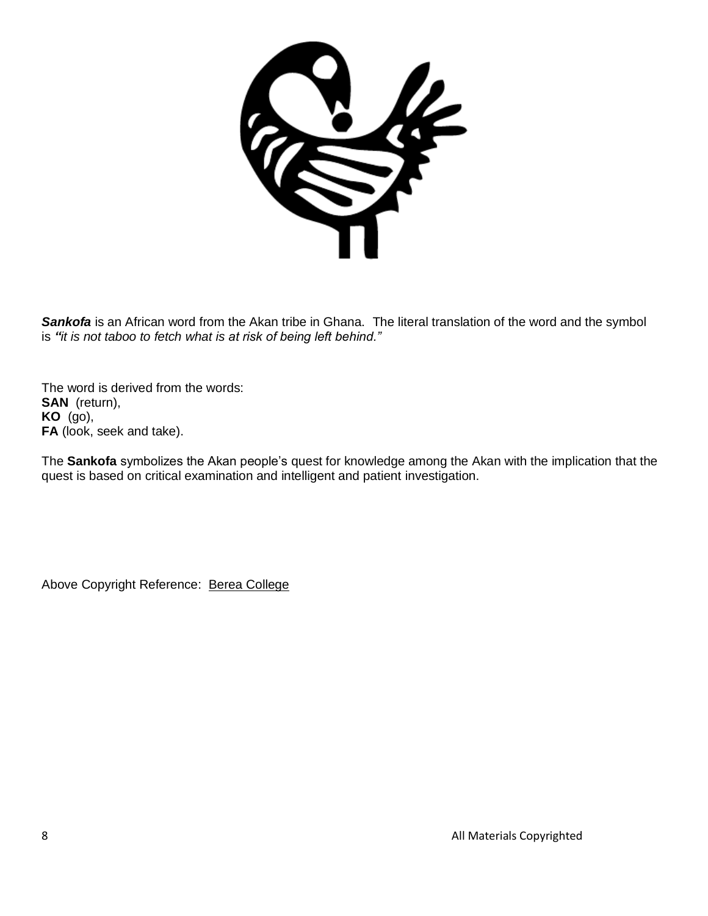***Sankofa*** is an African word from the Akan tribe in Ghana. The literal translation of the word and the symbol is ***"****it is not taboo to fetch what is at risk of being left behind."*

The word is derived from the words:
**SAN** (return),
**KO** (go),
**FA** (look, seek and take).

The **Sankofa** symbolizes the Akan people's quest for knowledge among the Akan with the implication that the quest is based on critical examination and intelligent and patient investigation.

Above Copyright Reference: Berea College

All Materials Copyrighted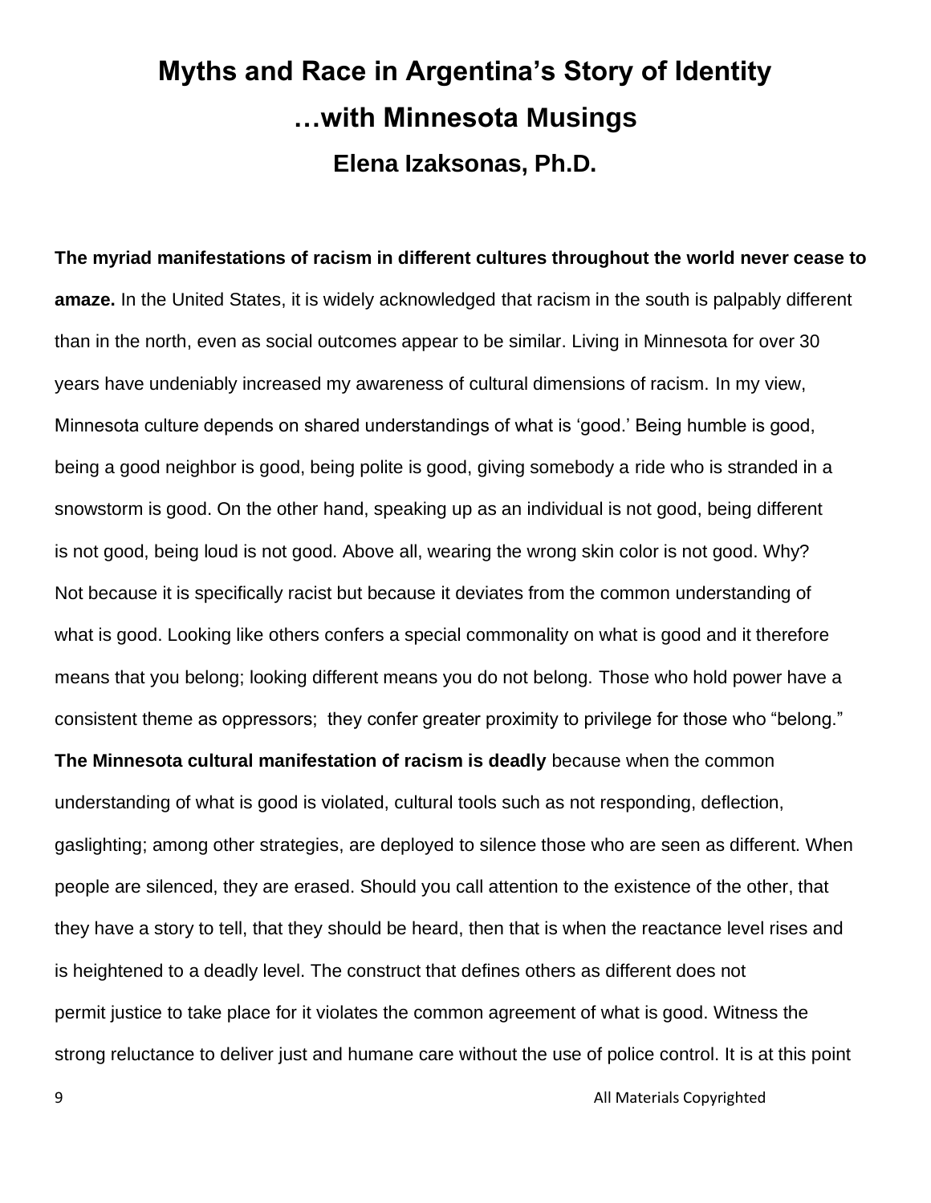# Myths and Race in Argentina's Story of Identity

## …with Minnesota Musings

### Elena Izaksonas, Ph.D.

**The myriad manifestations of racism in different cultures throughout the world never cease to amaze.** In the United States, it is widely acknowledged that racism in the south is palpably different than in the north, even as social outcomes appear to be similar. Living in Minnesota for over 30 years have undeniably increased my awareness of cultural dimensions of racism. In my view, Minnesota culture depends on shared understandings of what is 'good.' Being humble is good, being a good neighbor is good, being polite is good, giving somebody a ride who is stranded in a snowstorm is good. On the other hand, speaking up as an individual is not good, being different is not good, being loud is not good. Above all, wearing the wrong skin color is not good. Why? Not because it is specifically racist but because it deviates from the common understanding of what is good. Looking like others confers a special commonality on what is good and it therefore means that you belong; looking different means you do not belong. Those who hold power have a consistent theme as oppressors; they confer greater proximity to privilege for those who "belong."

**The Minnesota cultural manifestation of racism is deadly** because when the common understanding of what is good is violated, cultural tools such as not responding, deflection, gaslighting; among other strategies, are deployed to silence those who are seen as different. When people are silenced, they are erased. Should you call attention to the existence of the other, that they have a story to tell, that they should be heard, then that is when the reactance level rises and is heightened to a deadly level. The construct that defines others as different does not permit justice to take place for it violates the common agreement of what is good. Witness the strong reluctance to deliver just and humane care without the use of police control. It is at this point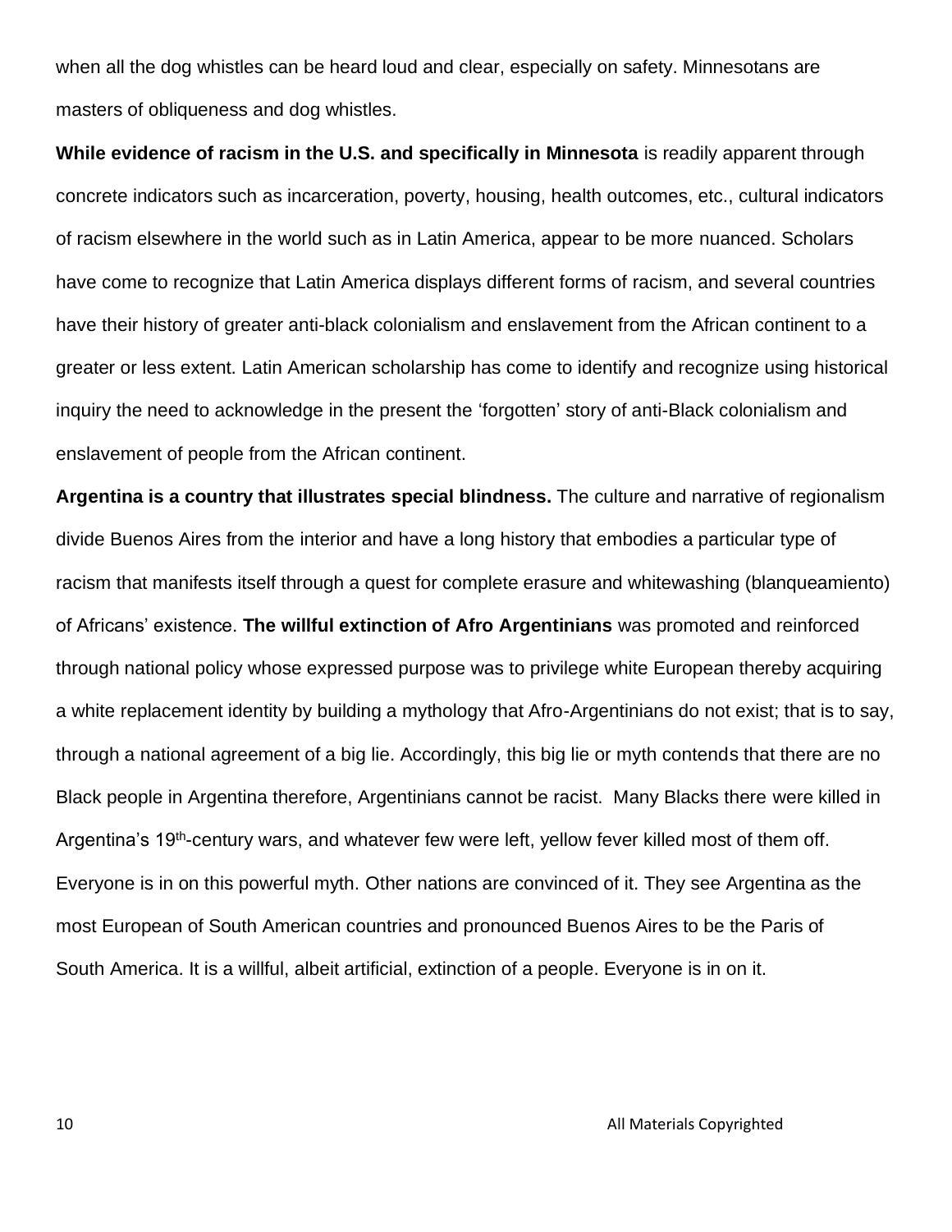when all the dog whistles can be heard loud and clear, especially on safety. Minnesotans are masters of obliqueness and dog whistles.

**While evidence of racism in the U.S. and specifically in Minnesota** is readily apparent through concrete indicators such as incarceration, poverty, housing, health outcomes, etc., cultural indicators of racism elsewhere in the world such as in Latin America, appear to be more nuanced. Scholars have come to recognize that Latin America displays different forms of racism, and several countries have their history of greater anti-black colonialism and enslavement from the African continent to a greater or less extent. Latin American scholarship has come to identify and recognize using historical inquiry the need to acknowledge in the present the 'forgotten' story of anti-Black colonialism and enslavement of people from the African continent.

**Argentina is a country that illustrates special blindness.** The culture and narrative of regionalism divide Buenos Aires from the interior and have a long history that embodies a particular type of racism that manifests itself through a quest for complete erasure and whitewashing (blanqueamiento) of Africans' existence. **The willful extinction of Afro Argentinians** was promoted and reinforced through national policy whose expressed purpose was to privilege white European thereby acquiring a white replacement identity by building a mythology that Afro-Argentinians do not exist; that is to say, through a national agreement of a big lie. Accordingly, this big lie or myth contends that there are no Black people in Argentina therefore, Argentinians cannot be racist. Many Blacks there were killed in Argentina's 19th-century wars, and whatever few were left, yellow fever killed most of them off. Everyone is in on this powerful myth. Other nations are convinced of it. They see Argentina as the most European of South American countries and pronounced Buenos Aires to be the Paris of South America. It is a willful, albeit artificial, extinction of a people. Everyone is in on it.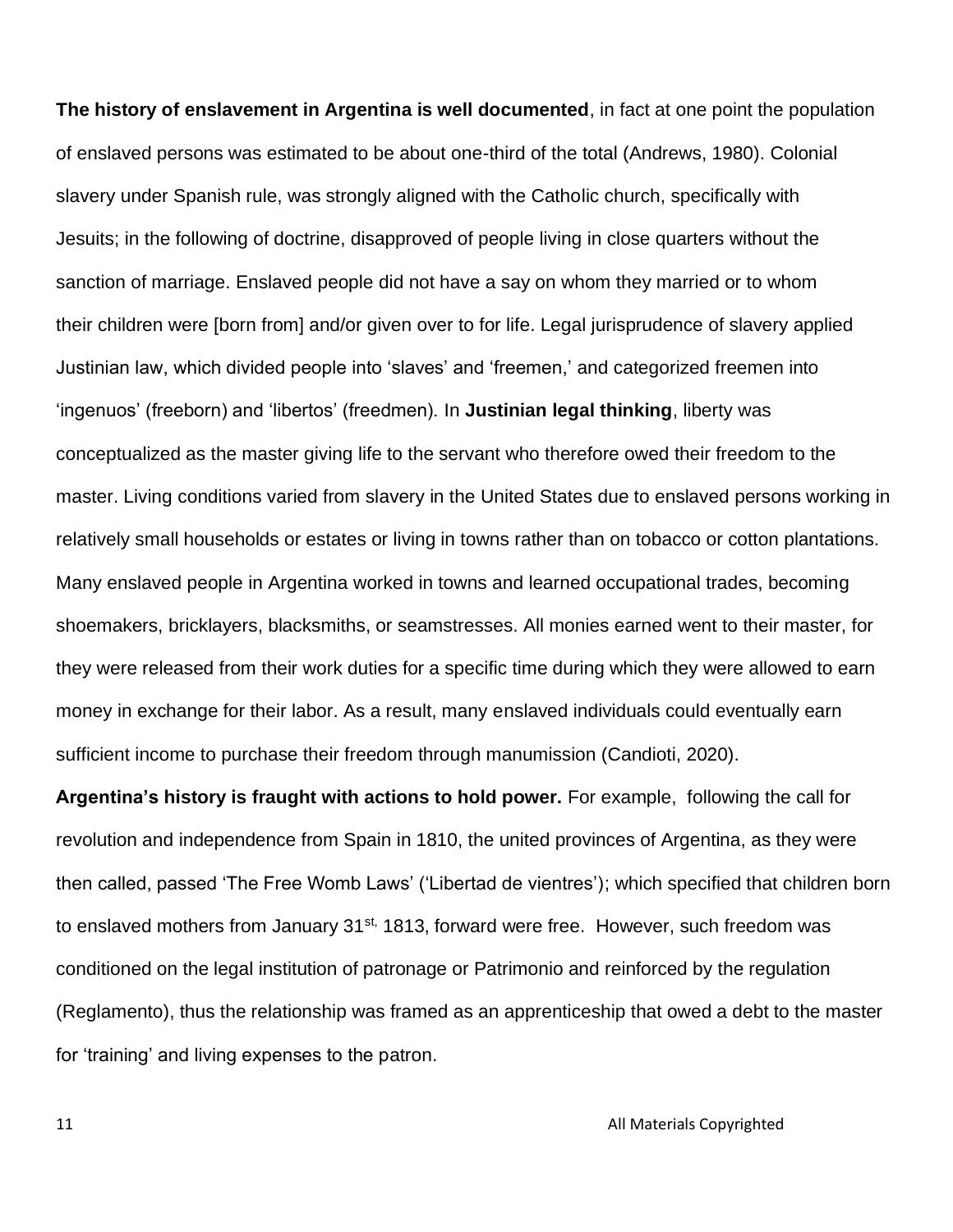**The history of enslavement in Argentina is well documented**, in fact at one point the population of enslaved persons was estimated to be about one-third of the total (Andrews, 1980). Colonial slavery under Spanish rule, was strongly aligned with the Catholic church, specifically with Jesuits; in the following of doctrine, disapproved of people living in close quarters without the sanction of marriage. Enslaved people did not have a say on whom they married or to whom their children were [born from] and/or given over to for life. Legal jurisprudence of slavery applied Justinian law, which divided people into 'slaves' and 'freemen,' and categorized freemen into 'ingenuos' (freeborn) and 'libertos' (freedmen). In **Justinian legal thinking**, liberty was conceptualized as the master giving life to the servant who therefore owed their freedom to the master. Living conditions varied from slavery in the United States due to enslaved persons working in relatively small households or estates or living in towns rather than on tobacco or cotton plantations. Many enslaved people in Argentina worked in towns and learned occupational trades, becoming shoemakers, bricklayers, blacksmiths, or seamstresses. All monies earned went to their master, for they were released from their work duties for a specific time during which they were allowed to earn money in exchange for their labor. As a result, many enslaved individuals could eventually earn sufficient income to purchase their freedom through manumission (Candioti, 2020).

**Argentina's history is fraught with actions to hold power.** For example, following the call for revolution and independence from Spain in 1810, the united provinces of Argentina, as they were then called, passed 'The Free Womb Laws' ('Libertad de vientres'); which specified that children born to enslaved mothers from January 31st, 1813, forward were free. However, such freedom was conditioned on the legal institution of patronage or Patrimonio and reinforced by the regulation (Reglamento), thus the relationship was framed as an apprenticeship that owed a debt to the master for 'training' and living expenses to the patron.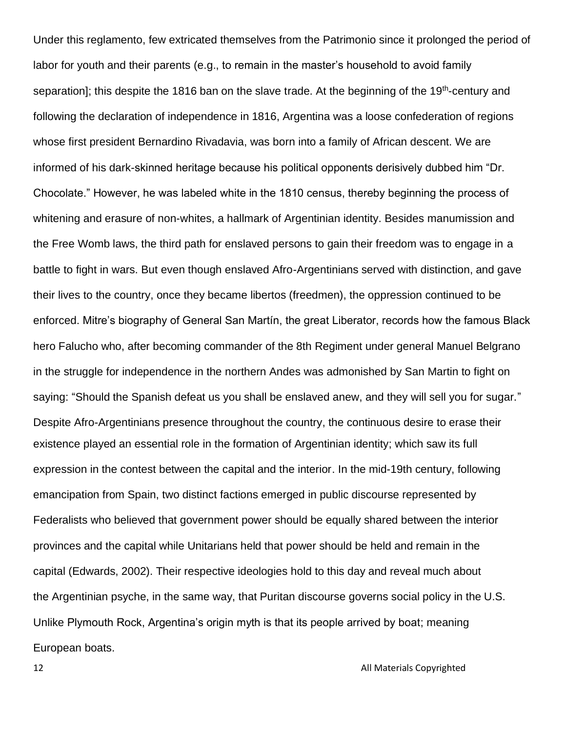Under this reglamento, few extricated themselves from the Patrimonio since it prolonged the period of labor for youth and their parents (e.g., to remain in the master's household to avoid family separation]; this despite the 1816 ban on the slave trade. At the beginning of the 19th-century and following the declaration of independence in 1816, Argentina was a loose confederation of regions whose first president Bernardino Rivadavia, was born into a family of African descent. We are informed of his dark-skinned heritage because his political opponents derisively dubbed him "Dr. Chocolate." However, he was labeled white in the 1810 census, thereby beginning the process of whitening and erasure of non-whites, a hallmark of Argentinian identity. Besides manumission and the Free Womb laws, the third path for enslaved persons to gain their freedom was to engage in a battle to fight in wars. But even though enslaved Afro-Argentinians served with distinction, and gave their lives to the country, once they became libertos (freedmen), the oppression continued to be enforced. Mitre's biography of General San Martín, the great Liberator, records how the famous Black hero Falucho who, after becoming commander of the 8th Regiment under general Manuel Belgrano in the struggle for independence in the northern Andes was admonished by San Martin to fight on saying: "Should the Spanish defeat us you shall be enslaved anew, and they will sell you for sugar." Despite Afro-Argentinians presence throughout the country, the continuous desire to erase their existence played an essential role in the formation of Argentinian identity; which saw its full expression in the contest between the capital and the interior. In the mid-19th century, following emancipation from Spain, two distinct factions emerged in public discourse represented by Federalists who believed that government power should be equally shared between the interior provinces and the capital while Unitarians held that power should be held and remain in the capital (Edwards, 2002). Their respective ideologies hold to this day and reveal much about the Argentinian psyche, in the same way, that Puritan discourse governs social policy in the U.S. Unlike Plymouth Rock, Argentina's origin myth is that its people arrived by boat; meaning European boats.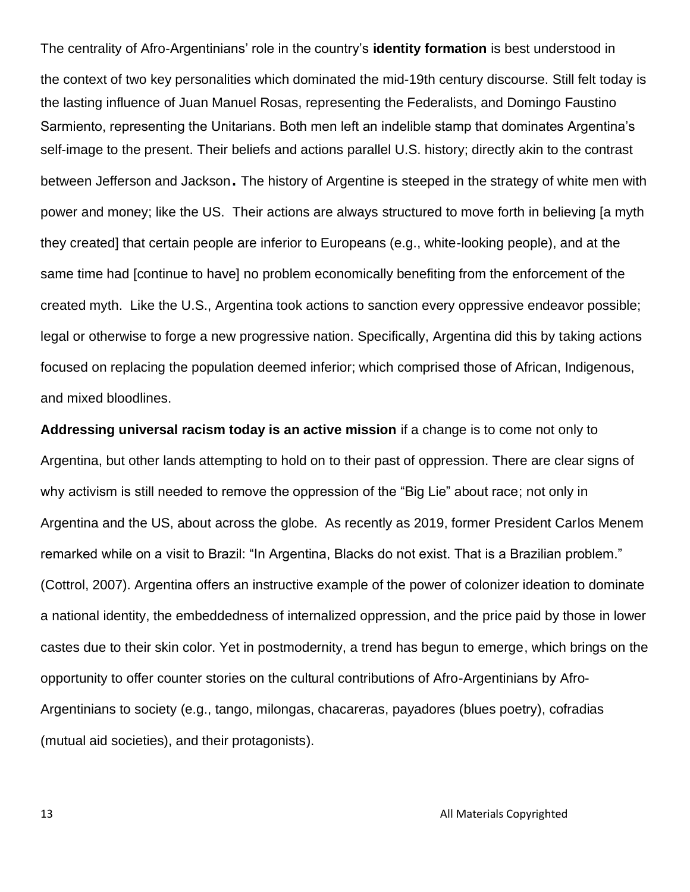The centrality of Afro-Argentinians' role in the country's **identity formation** is best understood in the context of two key personalities which dominated the mid-19th century discourse. Still felt today is the lasting influence of Juan Manuel Rosas, representing the Federalists, and Domingo Faustino Sarmiento, representing the Unitarians. Both men left an indelible stamp that dominates Argentina's self-image to the present. Their beliefs and actions parallel U.S. history; directly akin to the contrast between Jefferson and Jackson**.** The history of Argentine is steeped in the strategy of white men with power and money; like the US. Their actions are always structured to move forth in believing [a myth they created] that certain people are inferior to Europeans (e.g., white-looking people), and at the same time had [continue to have] no problem economically benefiting from the enforcement of the created myth. Like the U.S., Argentina took actions to sanction every oppressive endeavor possible; legal or otherwise to forge a new progressive nation. Specifically, Argentina did this by taking actions focused on replacing the population deemed inferior; which comprised those of African, Indigenous, and mixed bloodlines.

**Addressing universal racism today is an active mission** if a change is to come not only to Argentina, but other lands attempting to hold on to their past of oppression. There are clear signs of why activism is still needed to remove the oppression of the "Big Lie" about race; not only in Argentina and the US, about across the globe. As recently as 2019, former President Carlos Menem remarked while on a visit to Brazil: "In Argentina, Blacks do not exist. That is a Brazilian problem." (Cottrol, 2007). Argentina offers an instructive example of the power of colonizer ideation to dominate a national identity, the embeddedness of internalized oppression, and the price paid by those in lower castes due to their skin color. Yet in postmodernity, a trend has begun to emerge, which brings on the opportunity to offer counter stories on the cultural contributions of Afro-Argentinians by Afro-Argentinians to society (e.g., tango, milongas, chacareras, payadores (blues poetry), cofradias (mutual aid societies), and their protagonists).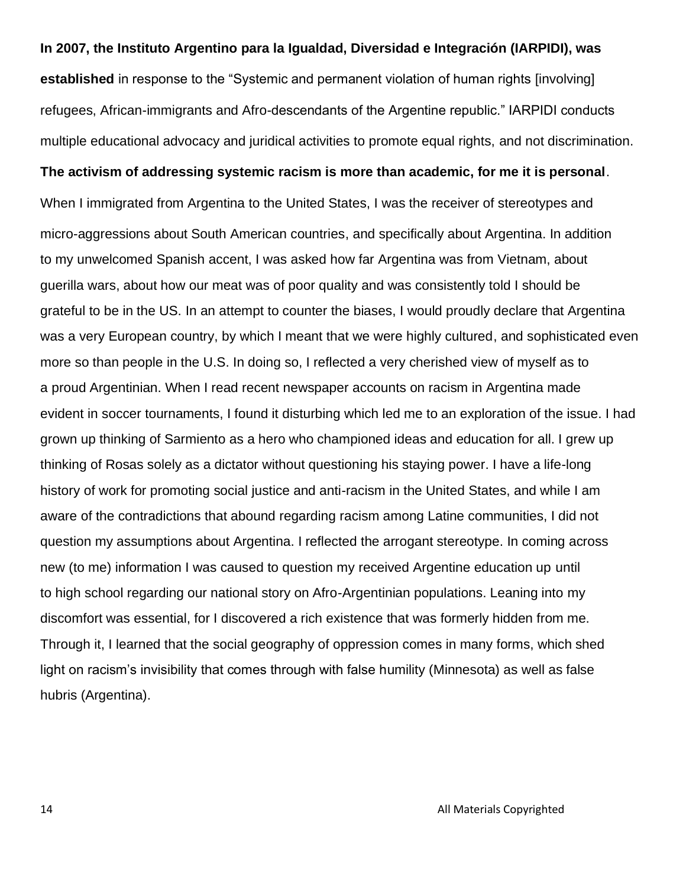**In 2007, the Instituto Argentino para la Igualdad, Diversidad e Integración (IARPIDI), was established** in response to the "Systemic and permanent violation of human rights [involving] refugees, African-immigrants and Afro-descendants of the Argentine republic." IARPIDI conducts multiple educational advocacy and juridical activities to promote equal rights, and not discrimination.

**The activism of addressing systemic racism is more than academic, for me it is personal**. When I immigrated from Argentina to the United States, I was the receiver of stereotypes and micro-aggressions about South American countries, and specifically about Argentina. In addition to my unwelcomed Spanish accent, I was asked how far Argentina was from Vietnam, about guerilla wars, about how our meat was of poor quality and was consistently told I should be grateful to be in the US. In an attempt to counter the biases, I would proudly declare that Argentina was a very European country, by which I meant that we were highly cultured, and sophisticated even more so than people in the U.S. In doing so, I reflected a very cherished view of myself as to a proud Argentinian. When I read recent newspaper accounts on racism in Argentina made evident in soccer tournaments, I found it disturbing which led me to an exploration of the issue. I had grown up thinking of Sarmiento as a hero who championed ideas and education for all. I grew up thinking of Rosas solely as a dictator without questioning his staying power. I have a life-long history of work for promoting social justice and anti-racism in the United States, and while I am aware of the contradictions that abound regarding racism among Latine communities, I did not question my assumptions about Argentina. I reflected the arrogant stereotype. In coming across new (to me) information I was caused to question my received Argentine education up until to high school regarding our national story on Afro-Argentinian populations. Leaning into my discomfort was essential, for I discovered a rich existence that was formerly hidden from me. Through it, I learned that the social geography of oppression comes in many forms, which shed light on racism's invisibility that comes through with false humility (Minnesota) as well as false hubris (Argentina).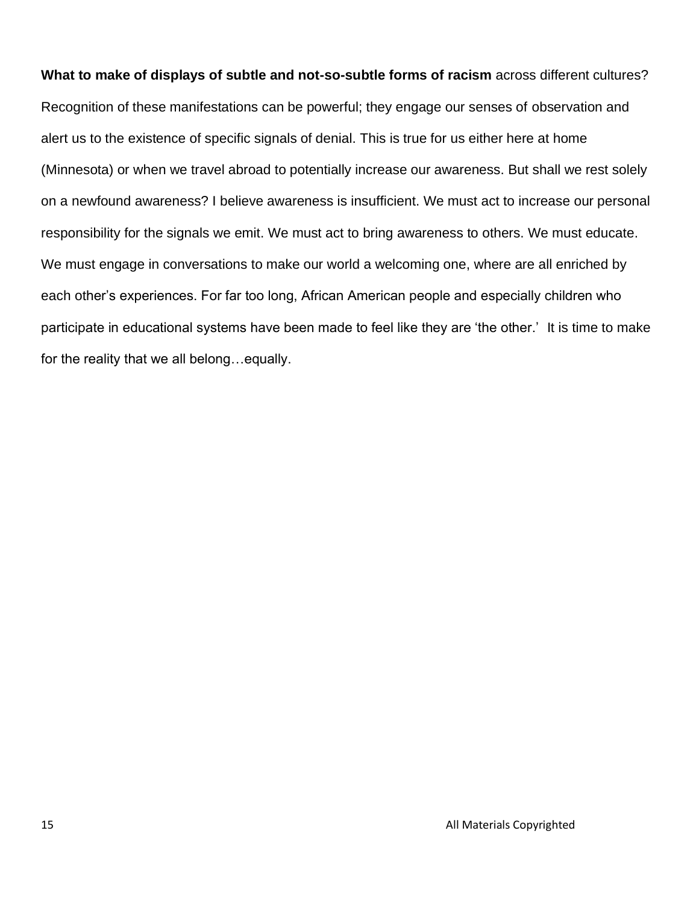**What to make of displays of subtle and not-so-subtle forms of racism** across different cultures? Recognition of these manifestations can be powerful; they engage our senses of observation and alert us to the existence of specific signals of denial. This is true for us either here at home (Minnesota) or when we travel abroad to potentially increase our awareness. But shall we rest solely on a newfound awareness? I believe awareness is insufficient. We must act to increase our personal responsibility for the signals we emit. We must act to bring awareness to others. We must educate. We must engage in conversations to make our world a welcoming one, where are all enriched by each other's experiences. For far too long, African American people and especially children who participate in educational systems have been made to feel like they are 'the other.' It is time to make for the reality that we all belong…equally.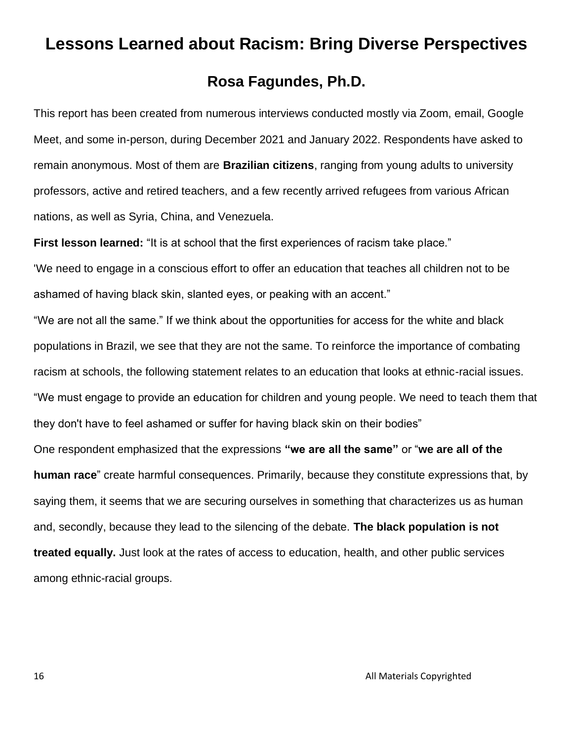# Lessons Learned about Racism: Bring Diverse Perspectives

## Rosa Fagundes, Ph.D.

This report has been created from numerous interviews conducted mostly via Zoom, email, Google Meet, and some in-person, during December 2021 and January 2022. Respondents have asked to remain anonymous. Most of them are **Brazilian citizens**, ranging from young adults to university professors, active and retired teachers, and a few recently arrived refugees from various African nations, as well as Syria, China, and Venezuela.

**First lesson learned:** "It is at school that the first experiences of racism take place."

'We need to engage in a conscious effort to offer an education that teaches all children not to be ashamed of having black skin, slanted eyes, or peaking with an accent."

"We are not all the same." If we think about the opportunities for access for the white and black populations in Brazil, we see that they are not the same. To reinforce the importance of combating racism at schools, the following statement relates to an education that looks at ethnic-racial issues.

"We must engage to provide an education for children and young people. We need to teach them that they don't have to feel ashamed or suffer for having black skin on their bodies"

One respondent emphasized that the expressions **"we are all the same"** or "**we are all of the human race**" create harmful consequences. Primarily, because they constitute expressions that, by saying them, it seems that we are securing ourselves in something that characterizes us as human and, secondly, because they lead to the silencing of the debate. **The black population is not treated equally.** Just look at the rates of access to education, health, and other public services among ethnic-racial groups.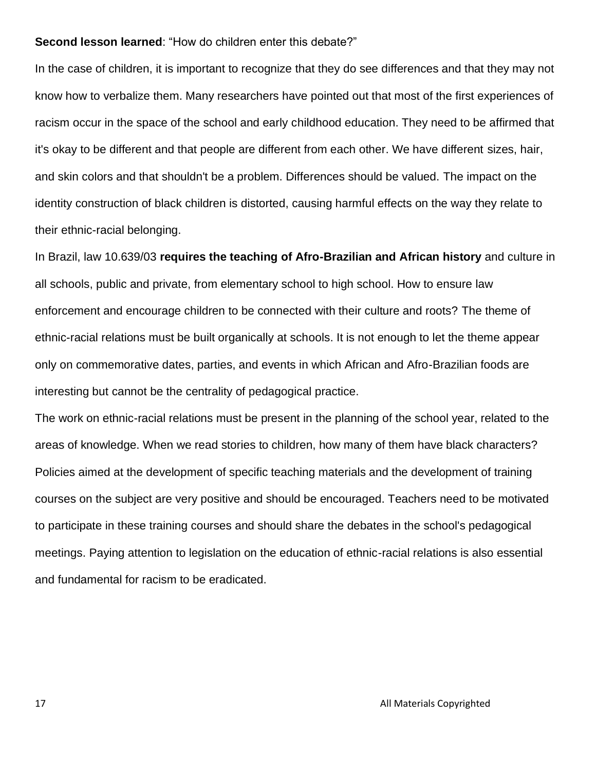**Second lesson learned**: "How do children enter this debate?"

In the case of children, it is important to recognize that they do see differences and that they may not know how to verbalize them. Many researchers have pointed out that most of the first experiences of racism occur in the space of the school and early childhood education. They need to be affirmed that it's okay to be different and that people are different from each other. We have different sizes, hair, and skin colors and that shouldn't be a problem. Differences should be valued. The impact on the identity construction of black children is distorted, causing harmful effects on the way they relate to their ethnic-racial belonging.

In Brazil, law 10.639/03 **requires the teaching of Afro-Brazilian and African history** and culture in all schools, public and private, from elementary school to high school. How to ensure law enforcement and encourage children to be connected with their culture and roots? The theme of ethnic-racial relations must be built organically at schools. It is not enough to let the theme appear only on commemorative dates, parties, and events in which African and Afro-Brazilian foods are interesting but cannot be the centrality of pedagogical practice.

The work on ethnic-racial relations must be present in the planning of the school year, related to the areas of knowledge. When we read stories to children, how many of them have black characters? Policies aimed at the development of specific teaching materials and the development of training courses on the subject are very positive and should be encouraged. Teachers need to be motivated to participate in these training courses and should share the debates in the school's pedagogical meetings. Paying attention to legislation on the education of ethnic-racial relations is also essential and fundamental for racism to be eradicated.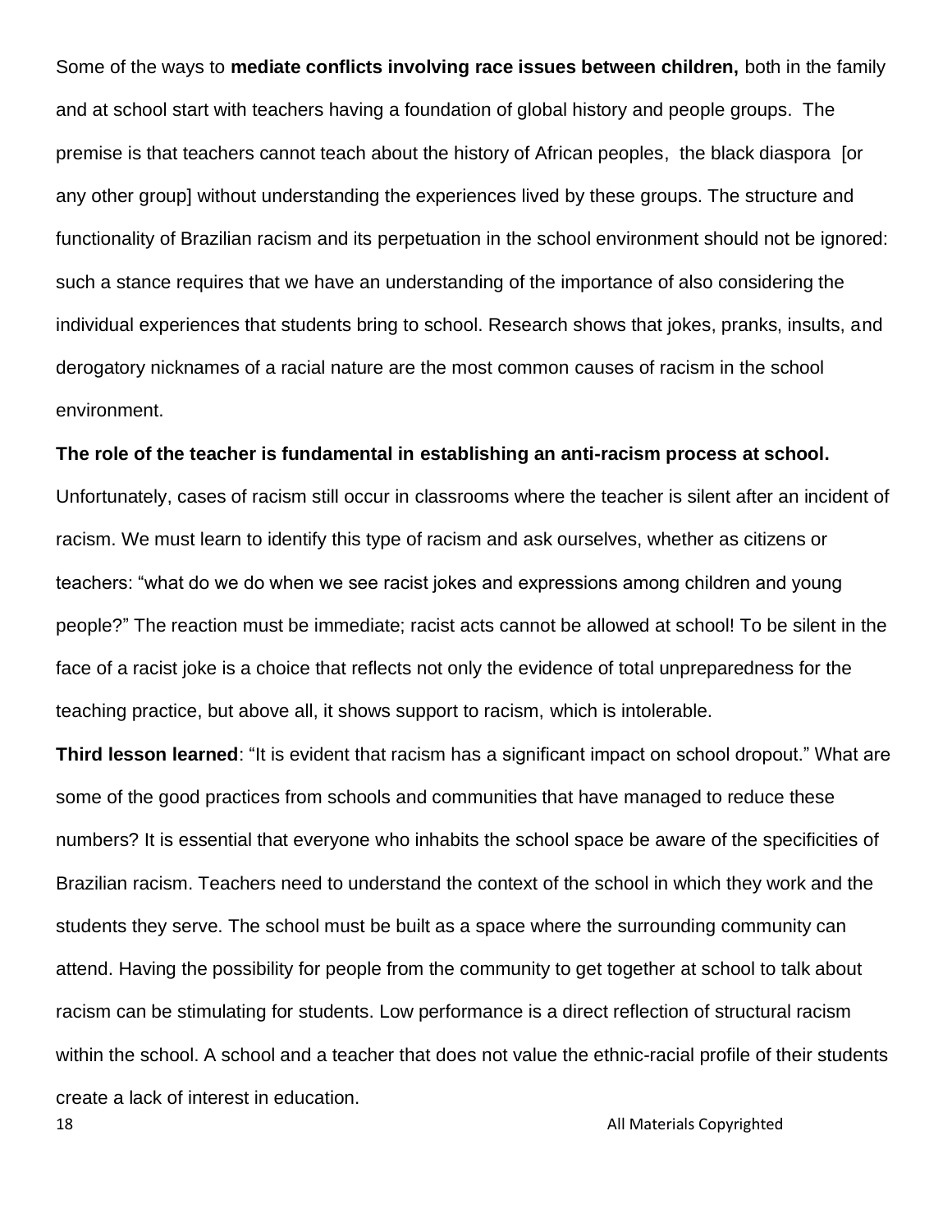Some of the ways to **mediate conflicts involving race issues between children,** both in the family and at school start with teachers having a foundation of global history and people groups. The premise is that teachers cannot teach about the history of African peoples, the black diaspora [or any other group] without understanding the experiences lived by these groups. The structure and functionality of Brazilian racism and its perpetuation in the school environment should not be ignored: such a stance requires that we have an understanding of the importance of also considering the individual experiences that students bring to school. Research shows that jokes, pranks, insults, and derogatory nicknames of a racial nature are the most common causes of racism in the school environment.

**The role of the teacher is fundamental in establishing an anti-racism process at school.** Unfortunately, cases of racism still occur in classrooms where the teacher is silent after an incident of racism. We must learn to identify this type of racism and ask ourselves, whether as citizens or teachers: "what do we do when we see racist jokes and expressions among children and young people?" The reaction must be immediate; racist acts cannot be allowed at school! To be silent in the face of a racist joke is a choice that reflects not only the evidence of total unpreparedness for the teaching practice, but above all, it shows support to racism, which is intolerable.

**Third lesson learned**: "It is evident that racism has a significant impact on school dropout." What are some of the good practices from schools and communities that have managed to reduce these numbers? It is essential that everyone who inhabits the school space be aware of the specificities of Brazilian racism. Teachers need to understand the context of the school in which they work and the students they serve. The school must be built as a space where the surrounding community can attend. Having the possibility for people from the community to get together at school to talk about racism can be stimulating for students. Low performance is a direct reflection of structural racism within the school. A school and a teacher that does not value the ethnic-racial profile of their students create a lack of interest in education.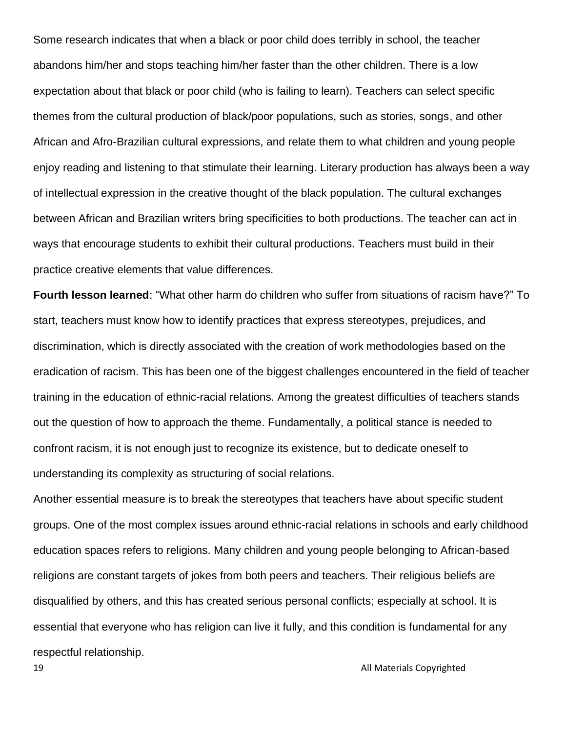Some research indicates that when a black or poor child does terribly in school, the teacher abandons him/her and stops teaching him/her faster than the other children. There is a low expectation about that black or poor child (who is failing to learn). Teachers can select specific themes from the cultural production of black/poor populations, such as stories, songs, and other African and Afro-Brazilian cultural expressions, and relate them to what children and young people enjoy reading and listening to that stimulate their learning. Literary production has always been a way of intellectual expression in the creative thought of the black population. The cultural exchanges between African and Brazilian writers bring specificities to both productions. The teacher can act in ways that encourage students to exhibit their cultural productions. Teachers must build in their practice creative elements that value differences.

**Fourth lesson learned**: "What other harm do children who suffer from situations of racism have?" To start, teachers must know how to identify practices that express stereotypes, prejudices, and discrimination, which is directly associated with the creation of work methodologies based on the eradication of racism. This has been one of the biggest challenges encountered in the field of teacher training in the education of ethnic-racial relations. Among the greatest difficulties of teachers stands out the question of how to approach the theme. Fundamentally, a political stance is needed to confront racism, it is not enough just to recognize its existence, but to dedicate oneself to understanding its complexity as structuring of social relations.

Another essential measure is to break the stereotypes that teachers have about specific student groups. One of the most complex issues around ethnic-racial relations in schools and early childhood education spaces refers to religions. Many children and young people belonging to African-based religions are constant targets of jokes from both peers and teachers. Their religious beliefs are disqualified by others, and this has created serious personal conflicts; especially at school. It is essential that everyone who has religion can live it fully, and this condition is fundamental for any respectful relationship.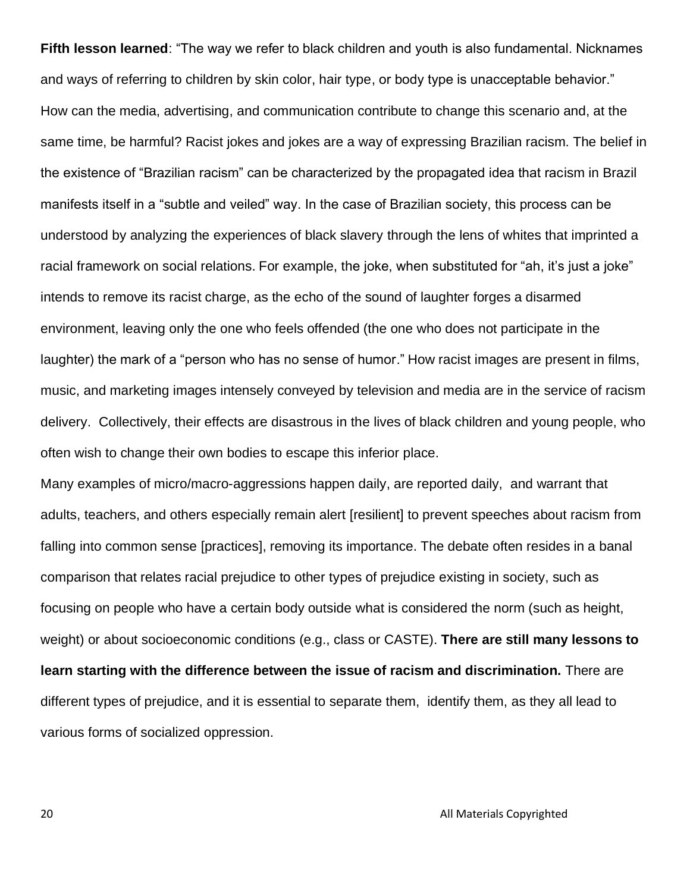**Fifth lesson learned**: "The way we refer to black children and youth is also fundamental. Nicknames and ways of referring to children by skin color, hair type, or body type is unacceptable behavior." How can the media, advertising, and communication contribute to change this scenario and, at the same time, be harmful? Racist jokes and jokes are a way of expressing Brazilian racism. The belief in the existence of "Brazilian racism" can be characterized by the propagated idea that racism in Brazil manifests itself in a "subtle and veiled" way. In the case of Brazilian society, this process can be understood by analyzing the experiences of black slavery through the lens of whites that imprinted a racial framework on social relations. For example, the joke, when substituted for "ah, it's just a joke" intends to remove its racist charge, as the echo of the sound of laughter forges a disarmed environment, leaving only the one who feels offended (the one who does not participate in the laughter) the mark of a "person who has no sense of humor." How racist images are present in films, music, and marketing images intensely conveyed by television and media are in the service of racism delivery. Collectively, their effects are disastrous in the lives of black children and young people, who often wish to change their own bodies to escape this inferior place.

Many examples of micro/macro-aggressions happen daily, are reported daily, and warrant that adults, teachers, and others especially remain alert [resilient] to prevent speeches about racism from falling into common sense [practices], removing its importance. The debate often resides in a banal comparison that relates racial prejudice to other types of prejudice existing in society, such as focusing on people who have a certain body outside what is considered the norm (such as height, weight) or about socioeconomic conditions (e.g., class or CASTE). **There are still many lessons to learn starting with the difference between the issue of racism and discrimination.** There are different types of prejudice, and it is essential to separate them, identify them, as they all lead to various forms of socialized oppression.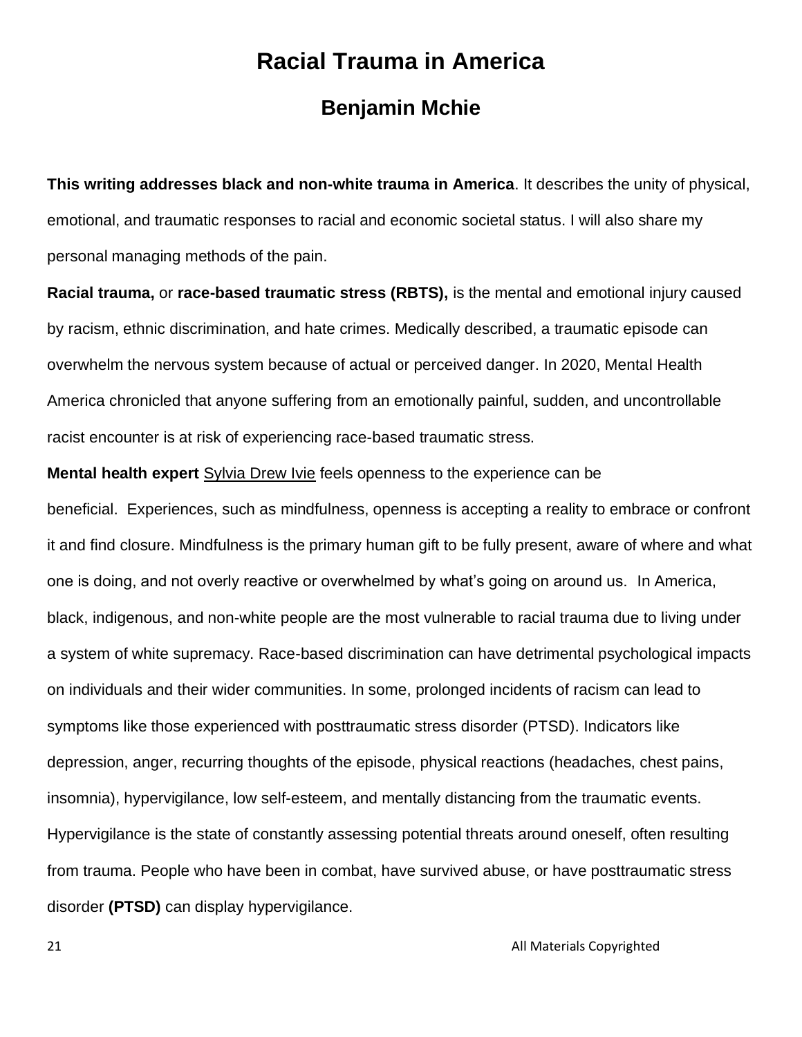# Racial Trauma in America

## Benjamin Mchie

**This writing addresses black and non-white trauma in America**. It describes the unity of physical, emotional, and traumatic responses to racial and economic societal status. I will also share my personal managing methods of the pain.

**Racial trauma,** or **race-based traumatic stress (RBTS),** is the mental and emotional injury caused by racism, ethnic discrimination, and hate crimes. Medically described, a traumatic episode can overwhelm the nervous system because of actual or perceived danger. In 2020, Mental Health America chronicled that anyone suffering from an emotionally painful, sudden, and uncontrollable racist encounter is at risk of experiencing race-based traumatic stress.

**Mental health expert** Sylvia Drew Ivie feels openness to the experience can be beneficial. Experiences, such as mindfulness, openness is accepting a reality to embrace or confront it and find closure. Mindfulness is the primary human gift to be fully present, aware of where and what one is doing, and not overly reactive or overwhelmed by what's going on around us. In America, black, indigenous, and non-white people are the most vulnerable to racial trauma due to living under a system of white supremacy. Race-based discrimination can have detrimental psychological impacts on individuals and their wider communities. In some, prolonged incidents of racism can lead to symptoms like those experienced with posttraumatic stress disorder (PTSD). Indicators like depression, anger, recurring thoughts of the episode, physical reactions (headaches, chest pains, insomnia), hypervigilance, low self-esteem, and mentally distancing from the traumatic events. Hypervigilance is the state of constantly assessing potential threats around oneself, often resulting from trauma. People who have been in combat, have survived abuse, or have posttraumatic stress disorder **(PTSD)** can display hypervigilance.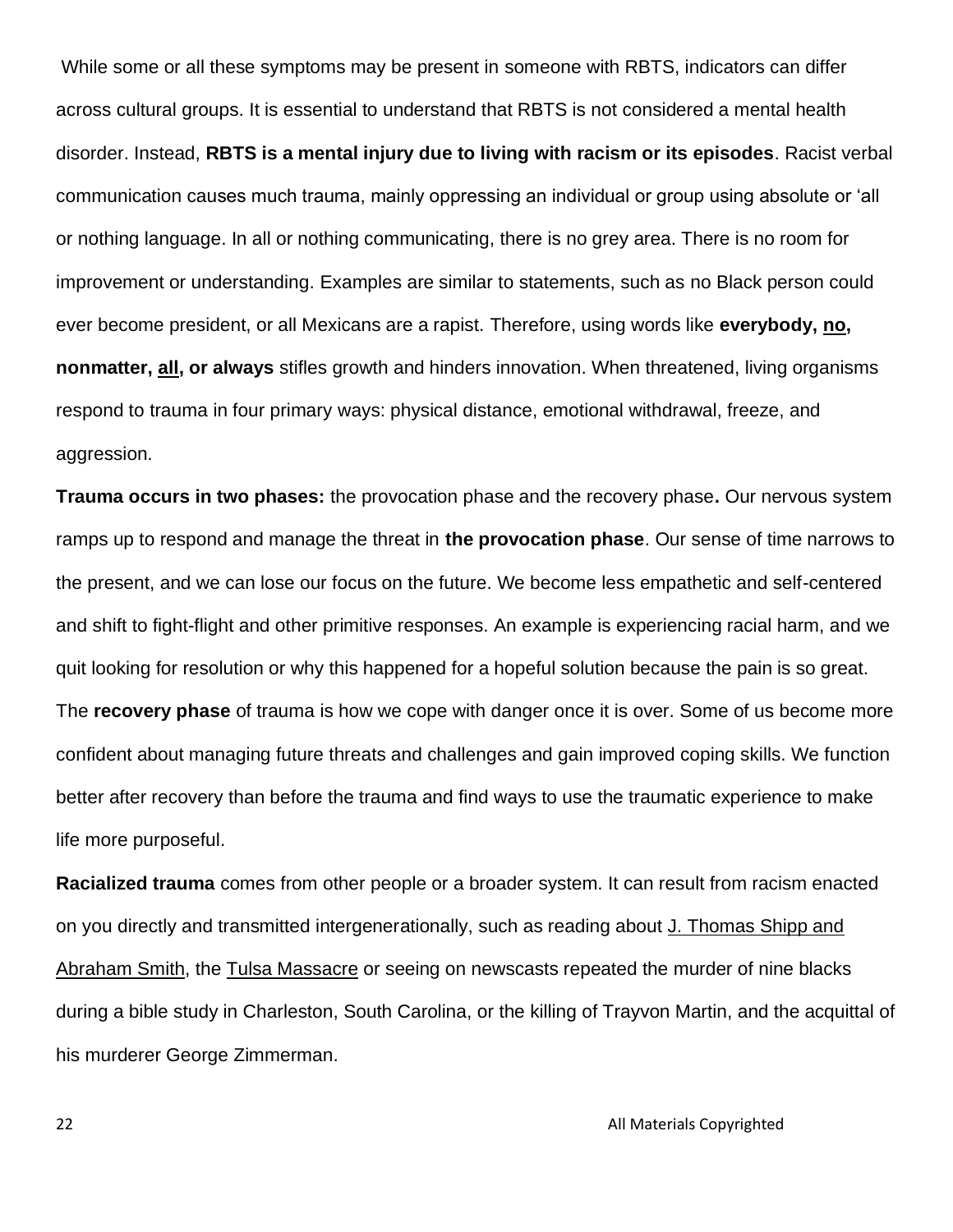While some or all these symptoms may be present in someone with RBTS, indicators can differ across cultural groups. It is essential to understand that RBTS is not considered a mental health disorder. Instead, **RBTS is a mental injury due to living with racism or its episodes**. Racist verbal communication causes much trauma, mainly oppressing an individual or group using absolute or 'all or nothing language. In all or nothing communicating, there is no grey area. There is no room for improvement or understanding. Examples are similar to statements, such as no Black person could ever become president, or all Mexicans are a rapist. Therefore, using words like **everybody, <u>no</u>, nonmatter, <u>all</u>, or always** stifles growth and hinders innovation. When threatened, living organisms respond to trauma in four primary ways: physical distance, emotional withdrawal, freeze, and aggression.

**Trauma occurs in two phases:** the provocation phase and the recovery phase**.** Our nervous system ramps up to respond and manage the threat in **the provocation phase**. Our sense of time narrows to the present, and we can lose our focus on the future. We become less empathetic and self-centered and shift to fight-flight and other primitive responses. An example is experiencing racial harm, and we quit looking for resolution or why this happened for a hopeful solution because the pain is so great. The **recovery phase** of trauma is how we cope with danger once it is over. Some of us become more confident about managing future threats and challenges and gain improved coping skills. We function better after recovery than before the trauma and find ways to use the traumatic experience to make life more purposeful.

**Racialized trauma** comes from other people or a broader system. It can result from racism enacted on you directly and transmitted intergenerationally, such as reading about <u>J. Thomas Shipp and Abraham Smith</u>, the <u>Tulsa Massacre</u> or seeing on newscasts repeated the murder of nine blacks during a bible study in Charleston, South Carolina, or the killing of Trayvon Martin, and the acquittal of his murderer George Zimmerman.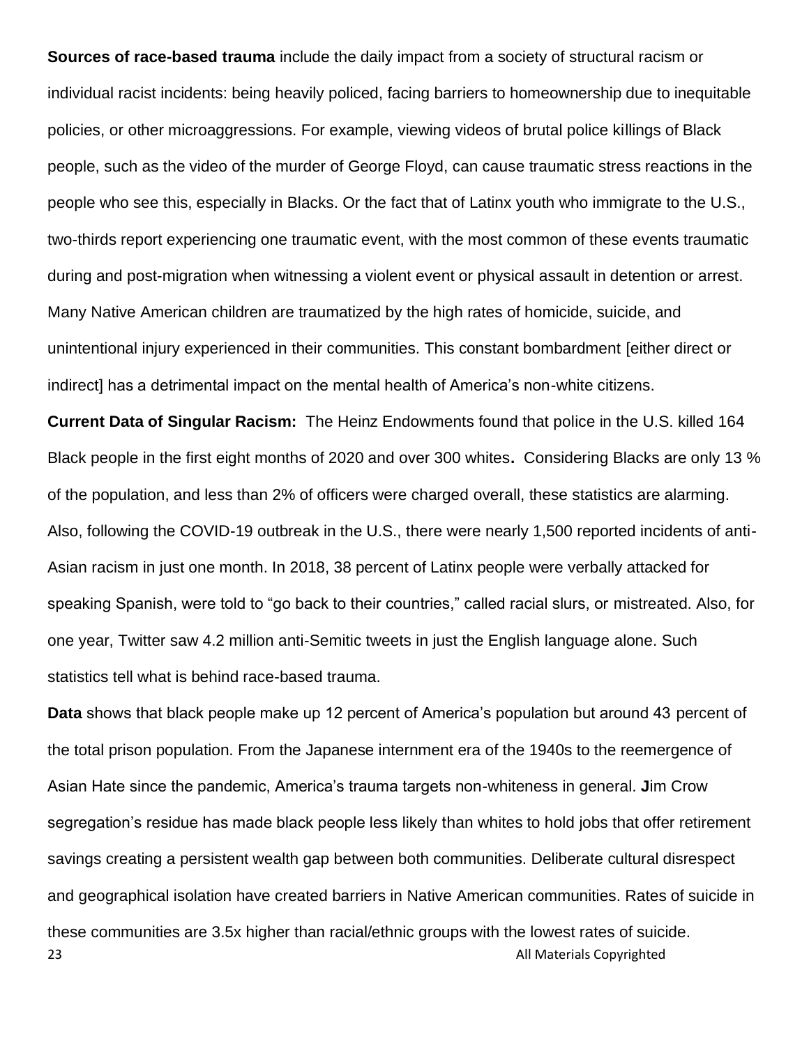**Sources of race-based trauma** include the daily impact from a society of structural racism or individual racist incidents: being heavily policed, facing barriers to homeownership due to inequitable policies, or other microaggressions. For example, viewing videos of brutal police killings of Black people, such as the video of the murder of George Floyd, can cause traumatic stress reactions in the people who see this, especially in Blacks. Or the fact that of Latinx youth who immigrate to the U.S., two-thirds report experiencing one traumatic event, with the most common of these events traumatic during and post-migration when witnessing a violent event or physical assault in detention or arrest. Many Native American children are traumatized by the high rates of homicide, suicide, and unintentional injury experienced in their communities. This constant bombardment [either direct or indirect] has a detrimental impact on the mental health of America's non-white citizens.

**Current Data of Singular Racism:** The Heinz Endowments found that police in the U.S. killed 164 Black people in the first eight months of 2020 and over 300 whites**.** Considering Blacks are only 13 % of the population, and less than 2% of officers were charged overall, these statistics are alarming. Also, following the COVID-19 outbreak in the U.S., there were nearly 1,500 reported incidents of anti-Asian racism in just one month. In 2018, 38 percent of Latinx people were verbally attacked for speaking Spanish, were told to "go back to their countries," called racial slurs, or mistreated. Also, for one year, Twitter saw 4.2 million anti-Semitic tweets in just the English language alone. Such statistics tell what is behind race-based trauma.

**Data** shows that black people make up 12 percent of America's population but around 43 percent of the total prison population. From the Japanese internment era of the 1940s to the reemergence of Asian Hate since the pandemic, America's trauma targets non-whiteness in general. **J**im Crow segregation's residue has made black people less likely than whites to hold jobs that offer retirement savings creating a persistent wealth gap between both communities. Deliberate cultural disrespect and geographical isolation have created barriers in Native American communities. Rates of suicide in these communities are 3.5x higher than racial/ethnic groups with the lowest rates of suicide.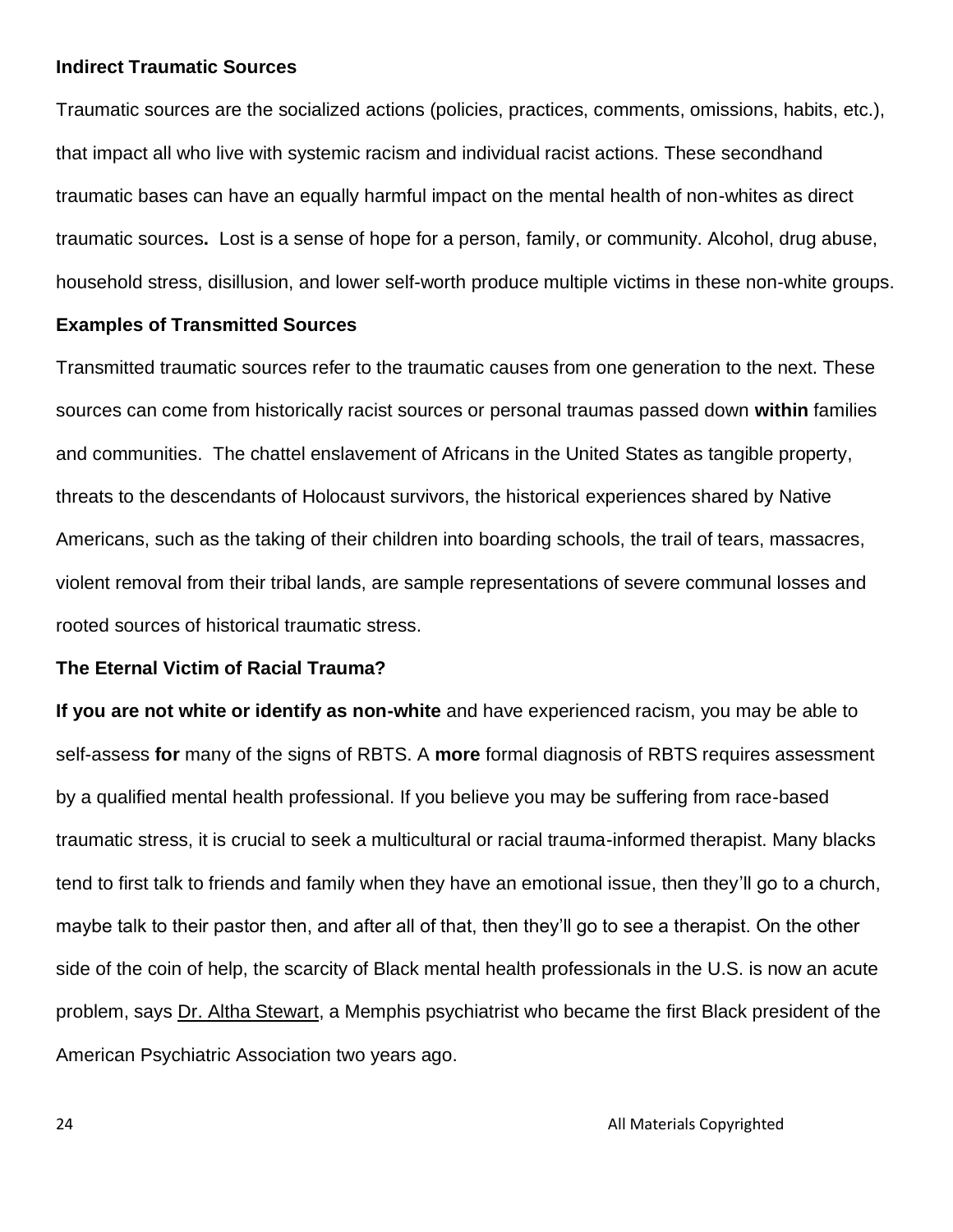**Indirect Traumatic Sources**

Traumatic sources are the socialized actions (policies, practices, comments, omissions, habits, etc.), that impact all who live with systemic racism and individual racist actions. These secondhand traumatic bases can have an equally harmful impact on the mental health of non-whites as direct traumatic sources**.** Lost is a sense of hope for a person, family, or community. Alcohol, drug abuse, household stress, disillusion, and lower self-worth produce multiple victims in these non-white groups.

**Examples of Transmitted Sources**

Transmitted traumatic sources refer to the traumatic causes from one generation to the next. These sources can come from historically racist sources or personal traumas passed down **within** families and communities. The chattel enslavement of Africans in the United States as tangible property, threats to the descendants of Holocaust survivors, the historical experiences shared by Native Americans, such as the taking of their children into boarding schools, the trail of tears, massacres, violent removal from their tribal lands, are sample representations of severe communal losses and rooted sources of historical traumatic stress.

**The Eternal Victim of Racial Trauma?**

**If you are not white or identify as non-white** and have experienced racism, you may be able to self-assess **for** many of the signs of RBTS. A **more** formal diagnosis of RBTS requires assessment by a qualified mental health professional. If you believe you may be suffering from race-based traumatic stress, it is crucial to seek a multicultural or racial trauma-informed therapist. Many blacks tend to first talk to friends and family when they have an emotional issue, then they'll go to a church, maybe talk to their pastor then, and after all of that, then they'll go to see a therapist. On the other side of the coin of help, the scarcity of Black mental health professionals in the U.S. is now an acute problem, says Dr. Altha Stewart, a Memphis psychiatrist who became the first Black president of the American Psychiatric Association two years ago.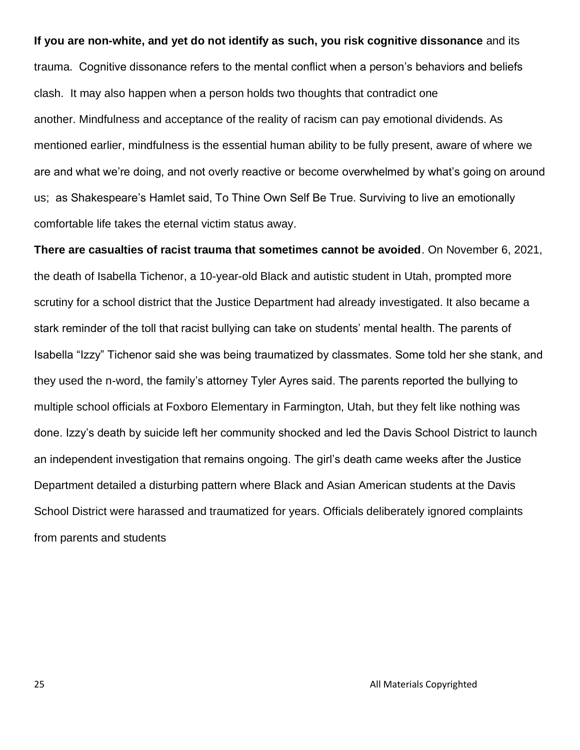**If you are non-white, and yet do not identify as such, you risk cognitive dissonance** and its trauma. Cognitive dissonance refers to the mental conflict when a person's behaviors and beliefs clash. It may also happen when a person holds two thoughts that contradict one another. Mindfulness and acceptance of the reality of racism can pay emotional dividends. As mentioned earlier, mindfulness is the essential human ability to be fully present, aware of where we are and what we're doing, and not overly reactive or become overwhelmed by what's going on around us; as Shakespeare's Hamlet said, To Thine Own Self Be True. Surviving to live an emotionally comfortable life takes the eternal victim status away.

**There are casualties of racist trauma that sometimes cannot be avoided**. On November 6, 2021, the death of Isabella Tichenor, a 10-year-old Black and autistic student in Utah, prompted more scrutiny for a school district that the Justice Department had already investigated. It also became a stark reminder of the toll that racist bullying can take on students' mental health. The parents of Isabella "Izzy" Tichenor said she was being traumatized by classmates. Some told her she stank, and they used the n-word, the family's attorney Tyler Ayres said. The parents reported the bullying to multiple school officials at Foxboro Elementary in Farmington, Utah, but they felt like nothing was done. Izzy's death by suicide left her community shocked and led the Davis School District to launch an independent investigation that remains ongoing. The girl's death came weeks after the Justice Department detailed a disturbing pattern where Black and Asian American students at the Davis School District were harassed and traumatized for years. Officials deliberately ignored complaints from parents and students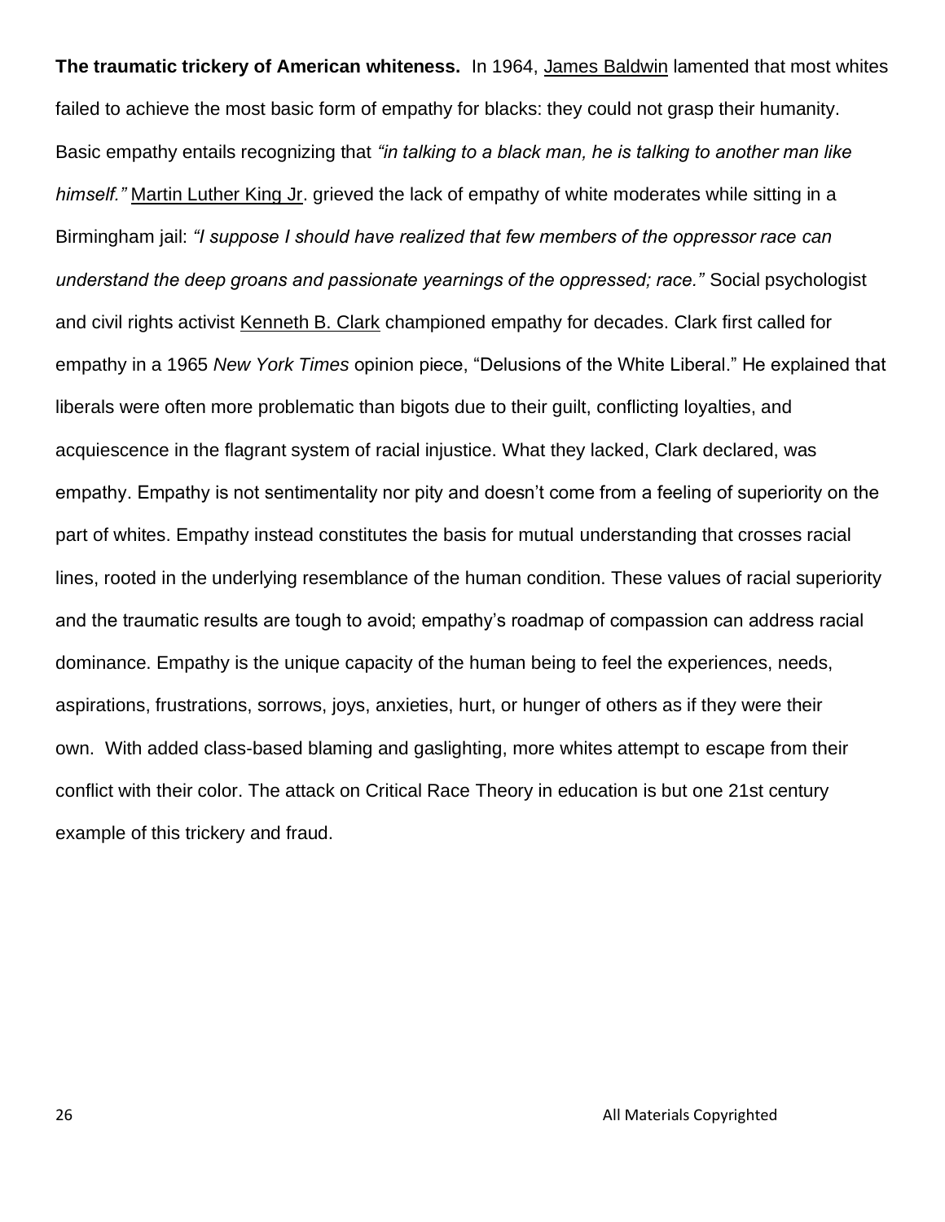**The traumatic trickery of American whiteness.** In 1964, James Baldwin lamented that most whites failed to achieve the most basic form of empathy for blacks: they could not grasp their humanity. Basic empathy entails recognizing that *"in talking to a black man, he is talking to another man like himself."* Martin Luther King Jr. grieved the lack of empathy of white moderates while sitting in a Birmingham jail: *"I suppose I should have realized that few members of the oppressor race can understand the deep groans and passionate yearnings of the oppressed; race."* Social psychologist and civil rights activist Kenneth B. Clark championed empathy for decades. Clark first called for empathy in a 1965 *New York Times* opinion piece, "Delusions of the White Liberal." He explained that liberals were often more problematic than bigots due to their guilt, conflicting loyalties, and acquiescence in the flagrant system of racial injustice. What they lacked, Clark declared, was empathy. Empathy is not sentimentality nor pity and doesn't come from a feeling of superiority on the part of whites. Empathy instead constitutes the basis for mutual understanding that crosses racial lines, rooted in the underlying resemblance of the human condition. These values of racial superiority and the traumatic results are tough to avoid; empathy's roadmap of compassion can address racial dominance. Empathy is the unique capacity of the human being to feel the experiences, needs, aspirations, frustrations, sorrows, joys, anxieties, hurt, or hunger of others as if they were their own. With added class-based blaming and gaslighting, more whites attempt to escape from their conflict with their color. The attack on Critical Race Theory in education is but one 21st century example of this trickery and fraud.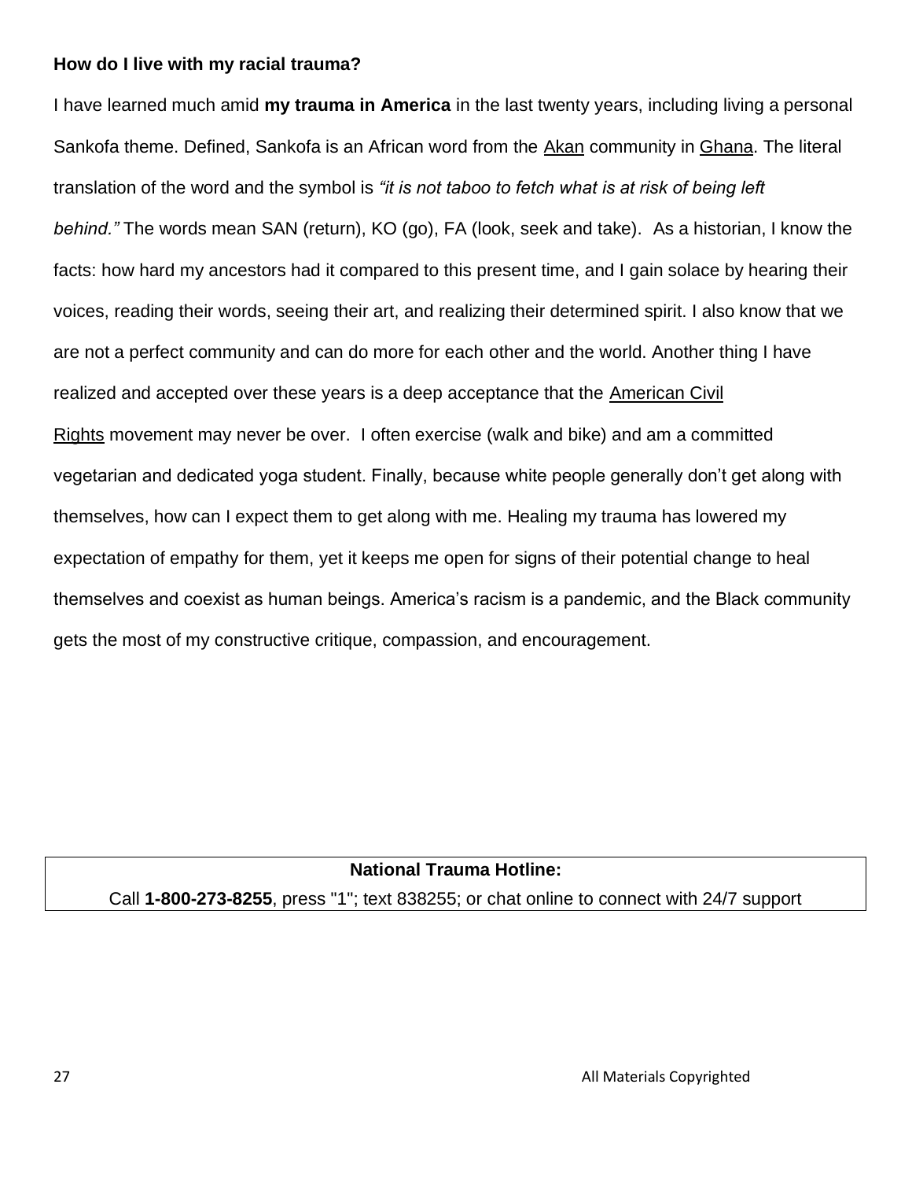**How do I live with my racial trauma?**

I have learned much amid **my trauma in America** in the last twenty years, including living a personal Sankofa theme. Defined, Sankofa is an African word from the Akan community in Ghana. The literal translation of the word and the symbol is *"it is not taboo to fetch what is at risk of being left behind."* The words mean SAN (return), KO (go), FA (look, seek and take). As a historian, I know the facts: how hard my ancestors had it compared to this present time, and I gain solace by hearing their voices, reading their words, seeing their art, and realizing their determined spirit. I also know that we are not a perfect community and can do more for each other and the world. Another thing I have realized and accepted over these years is a deep acceptance that the American Civil Rights movement may never be over. I often exercise (walk and bike) and am a committed vegetarian and dedicated yoga student. Finally, because white people generally don't get along with themselves, how can I expect them to get along with me. Healing my trauma has lowered my expectation of empathy for them, yet it keeps me open for signs of their potential change to heal themselves and coexist as human beings. America's racism is a pandemic, and the Black community gets the most of my constructive critique, compassion, and encouragement.

**National Trauma Hotline:**

Call **1-800-273-8255**, press "1"; text 838255; or chat online to connect with 24/7 support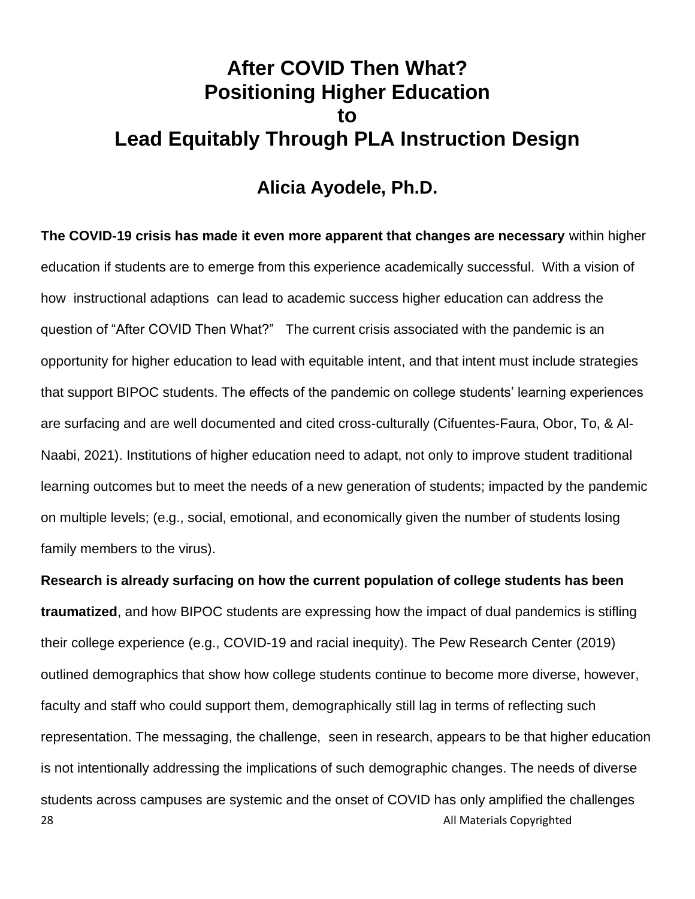# After COVID Then What? Positioning Higher Education to Lead Equitably Through PLA Instruction Design

## Alicia Ayodele, Ph.D.

**The COVID-19 crisis has made it even more apparent that changes are necessary** within higher education if students are to emerge from this experience academically successful. With a vision of how instructional adaptions can lead to academic success higher education can address the question of "After COVID Then What?" The current crisis associated with the pandemic is an opportunity for higher education to lead with equitable intent, and that intent must include strategies that support BIPOC students. The effects of the pandemic on college students' learning experiences are surfacing and are well documented and cited cross-culturally (Cifuentes-Faura, Obor, To, & Al-Naabi, 2021). Institutions of higher education need to adapt, not only to improve student traditional learning outcomes but to meet the needs of a new generation of students; impacted by the pandemic on multiple levels; (e.g., social, emotional, and economically given the number of students losing family members to the virus).

**Research is already surfacing on how the current population of college students has been traumatized**, and how BIPOC students are expressing how the impact of dual pandemics is stifling their college experience (e.g., COVID-19 and racial inequity). The Pew Research Center (2019) outlined demographics that show how college students continue to become more diverse, however, faculty and staff who could support them, demographically still lag in terms of reflecting such representation. The messaging, the challenge, seen in research, appears to be that higher education is not intentionally addressing the implications of such demographic changes. The needs of diverse students across campuses are systemic and the onset of COVID has only amplified the challenges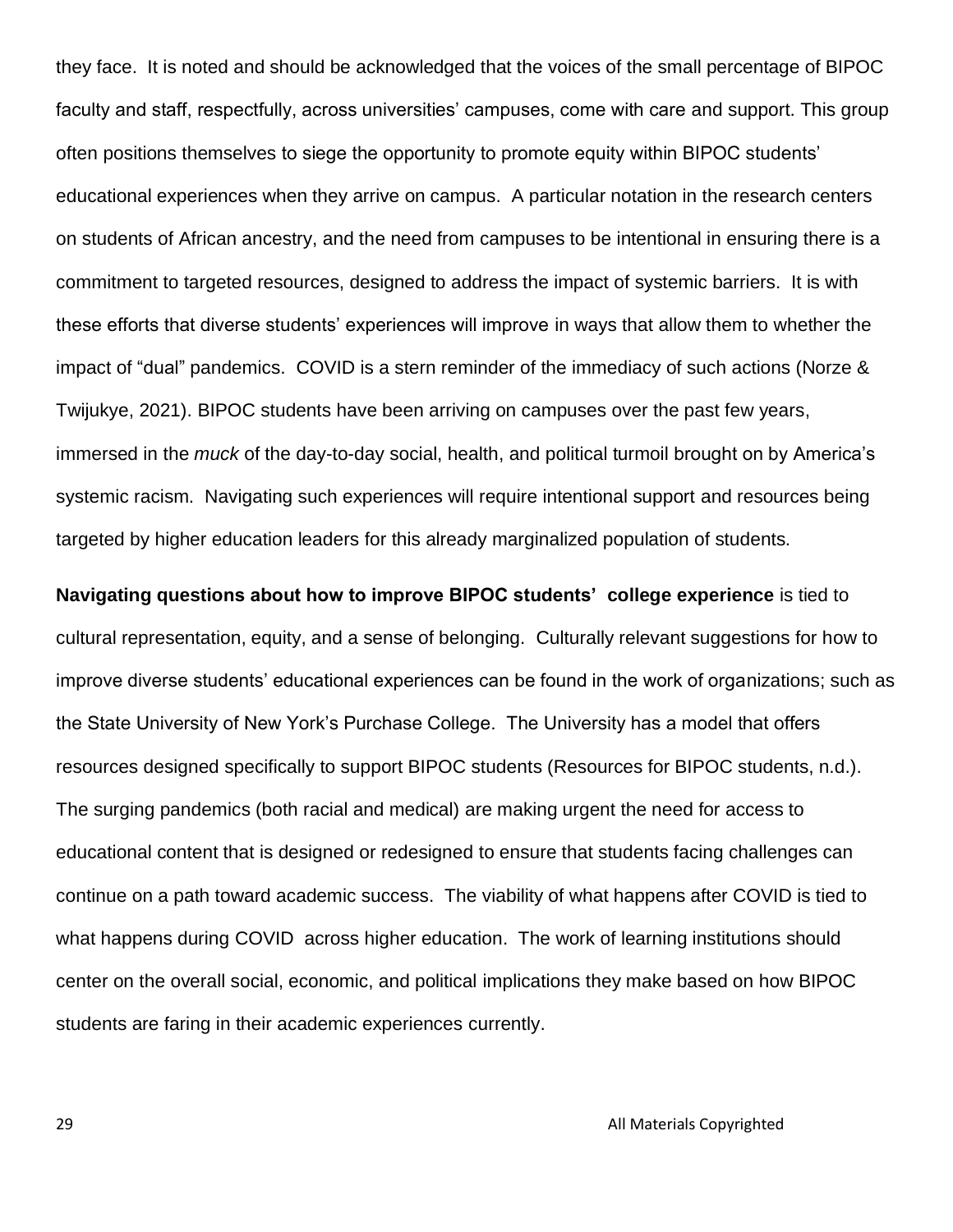they face. It is noted and should be acknowledged that the voices of the small percentage of BIPOC faculty and staff, respectfully, across universities' campuses, come with care and support. This group often positions themselves to siege the opportunity to promote equity within BIPOC students' educational experiences when they arrive on campus. A particular notation in the research centers on students of African ancestry, and the need from campuses to be intentional in ensuring there is a commitment to targeted resources, designed to address the impact of systemic barriers. It is with these efforts that diverse students' experiences will improve in ways that allow them to whether the impact of "dual" pandemics. COVID is a stern reminder of the immediacy of such actions (Norze & Twijukye, 2021). BIPOC students have been arriving on campuses over the past few years, immersed in the *muck* of the day-to-day social, health, and political turmoil brought on by America's systemic racism. Navigating such experiences will require intentional support and resources being targeted by higher education leaders for this already marginalized population of students.

**Navigating questions about how to improve BIPOC students' college experience** is tied to cultural representation, equity, and a sense of belonging. Culturally relevant suggestions for how to improve diverse students' educational experiences can be found in the work of organizations; such as the State University of New York's Purchase College. The University has a model that offers resources designed specifically to support BIPOC students (Resources for BIPOC students, n.d.). The surging pandemics (both racial and medical) are making urgent the need for access to educational content that is designed or redesigned to ensure that students facing challenges can continue on a path toward academic success. The viability of what happens after COVID is tied to what happens during COVID across higher education. The work of learning institutions should center on the overall social, economic, and political implications they make based on how BIPOC students are faring in their academic experiences currently.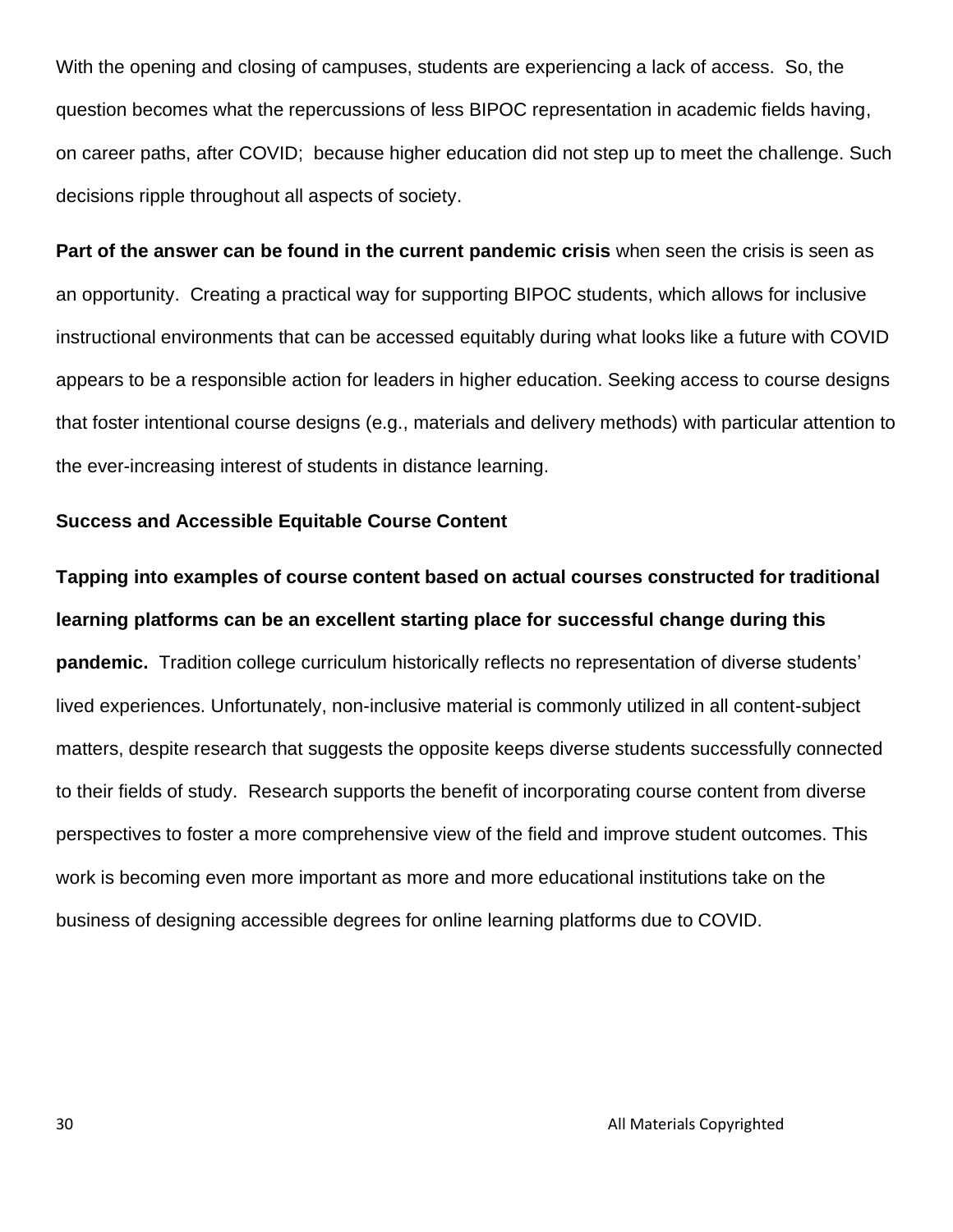With the opening and closing of campuses, students are experiencing a lack of access. So, the question becomes what the repercussions of less BIPOC representation in academic fields having, on career paths, after COVID; because higher education did not step up to meet the challenge. Such decisions ripple throughout all aspects of society.

**Part of the answer can be found in the current pandemic crisis** when seen the crisis is seen as an opportunity. Creating a practical way for supporting BIPOC students, which allows for inclusive instructional environments that can be accessed equitably during what looks like a future with COVID appears to be a responsible action for leaders in higher education. Seeking access to course designs that foster intentional course designs (e.g., materials and delivery methods) with particular attention to the ever-increasing interest of students in distance learning.

**Success and Accessible Equitable Course Content**

**Tapping into examples of course content based on actual courses constructed for traditional learning platforms can be an excellent starting place for successful change during this pandemic.** Tradition college curriculum historically reflects no representation of diverse students' lived experiences. Unfortunately, non-inclusive material is commonly utilized in all content-subject matters, despite research that suggests the opposite keeps diverse students successfully connected to their fields of study. Research supports the benefit of incorporating course content from diverse perspectives to foster a more comprehensive view of the field and improve student outcomes. This work is becoming even more important as more and more educational institutions take on the business of designing accessible degrees for online learning platforms due to COVID.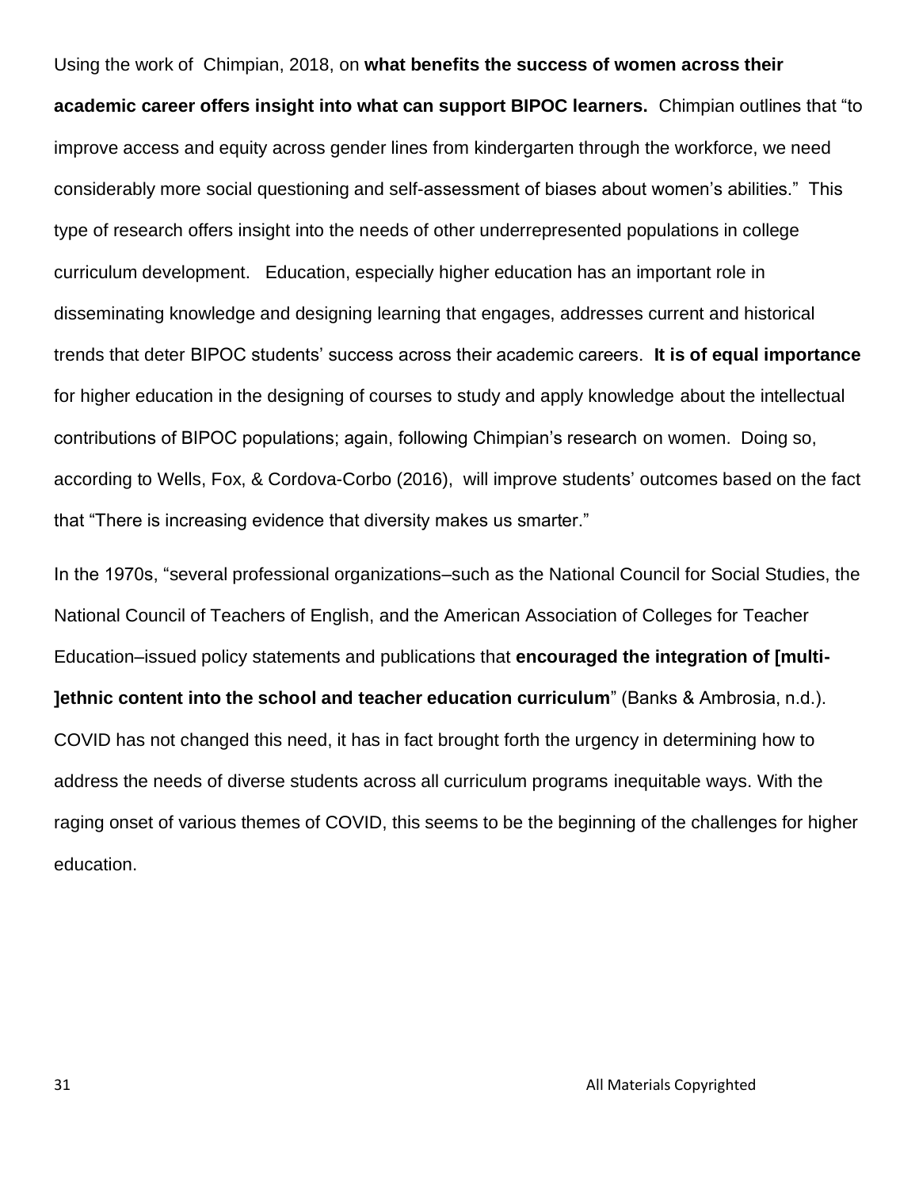Using the work of  Chimpian, 2018, on **what benefits the success of women across their academic career offers insight into what can support BIPOC learners.**  Chimpian outlines that "to improve access and equity across gender lines from kindergarten through the workforce, we need considerably more social questioning and self-assessment of biases about women's abilities."  This type of research offers insight into the needs of other underrepresented populations in college curriculum development.   Education, especially higher education has an important role in disseminating knowledge and designing learning that engages, addresses current and historical trends that deter BIPOC students' success across their academic careers.  **It is of equal importance** for higher education in the designing of courses to study and apply knowledge about the intellectual contributions of BIPOC populations; again, following Chimpian's research on women.  Doing so, according to Wells, Fox, & Cordova-Corbo (2016),  will improve students' outcomes based on the fact that "There is increasing evidence that diversity makes us smarter."

In the 1970s, "several professional organizations–such as the National Council for Social Studies, the National Council of Teachers of English, and the American Association of Colleges for Teacher Education–issued policy statements and publications that **encouraged the integration of [multi-]ethnic content into the school and teacher education curriculum**" (Banks & Ambrosia, n.d.). COVID has not changed this need, it has in fact brought forth the urgency in determining how to address the needs of diverse students across all curriculum programs inequitable ways. With the raging onset of various themes of COVID, this seems to be the beginning of the challenges for higher education.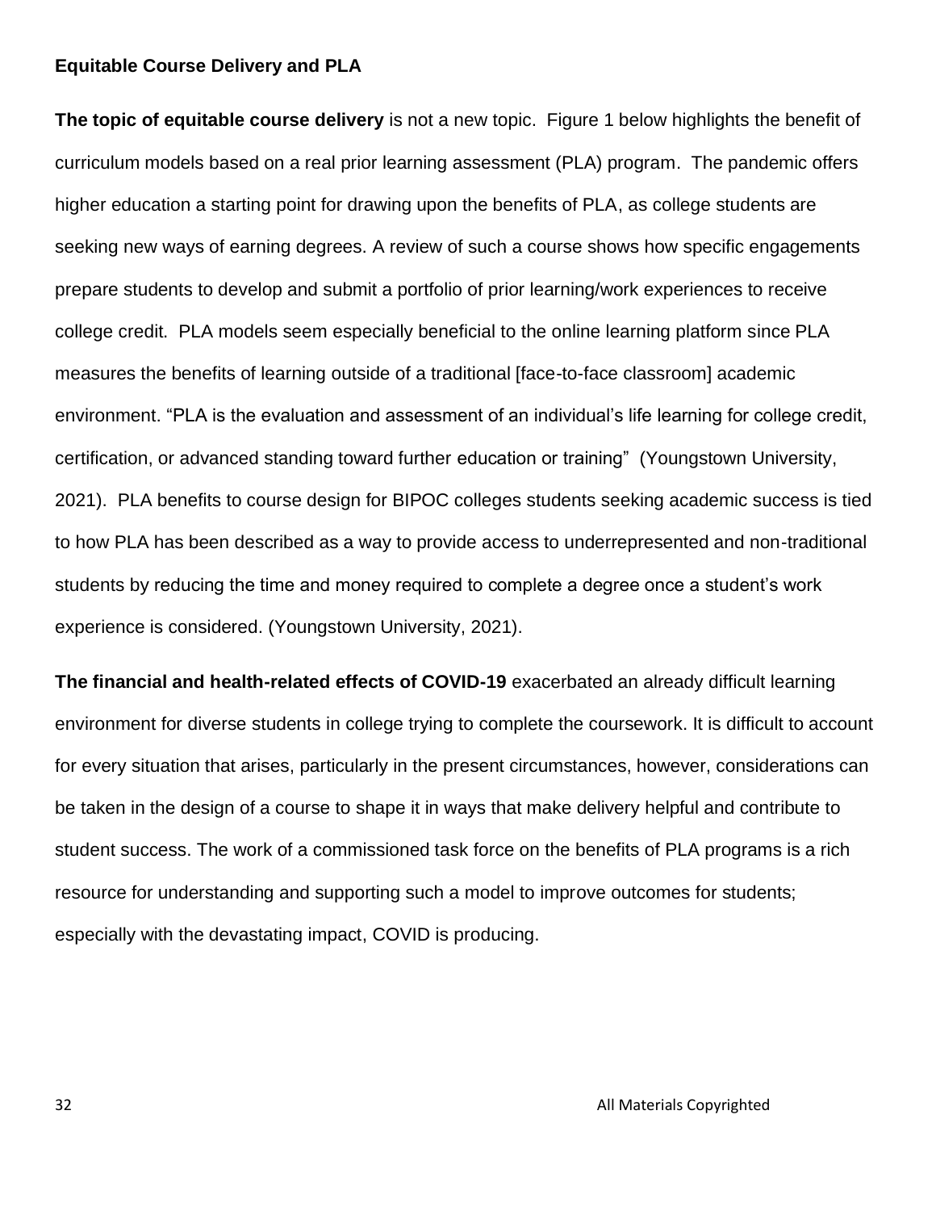## Equitable Course Delivery and PLA

**The topic of equitable course delivery** is not a new topic. Figure 1 below highlights the benefit of curriculum models based on a real prior learning assessment (PLA) program. The pandemic offers higher education a starting point for drawing upon the benefits of PLA, as college students are seeking new ways of earning degrees. A review of such a course shows how specific engagements prepare students to develop and submit a portfolio of prior learning/work experiences to receive college credit. PLA models seem especially beneficial to the online learning platform since PLA measures the benefits of learning outside of a traditional [face-to-face classroom] academic environment. "PLA is the evaluation and assessment of an individual's life learning for college credit, certification, or advanced standing toward further education or training" (Youngstown University, 2021). PLA benefits to course design for BIPOC colleges students seeking academic success is tied to how PLA has been described as a way to provide access to underrepresented and non-traditional students by reducing the time and money required to complete a degree once a student's work experience is considered. (Youngstown University, 2021).

**The financial and health-related effects of COVID-19** exacerbated an already difficult learning environment for diverse students in college trying to complete the coursework. It is difficult to account for every situation that arises, particularly in the present circumstances, however, considerations can be taken in the design of a course to shape it in ways that make delivery helpful and contribute to student success. The work of a commissioned task force on the benefits of PLA programs is a rich resource for understanding and supporting such a model to improve outcomes for students; especially with the devastating impact, COVID is producing.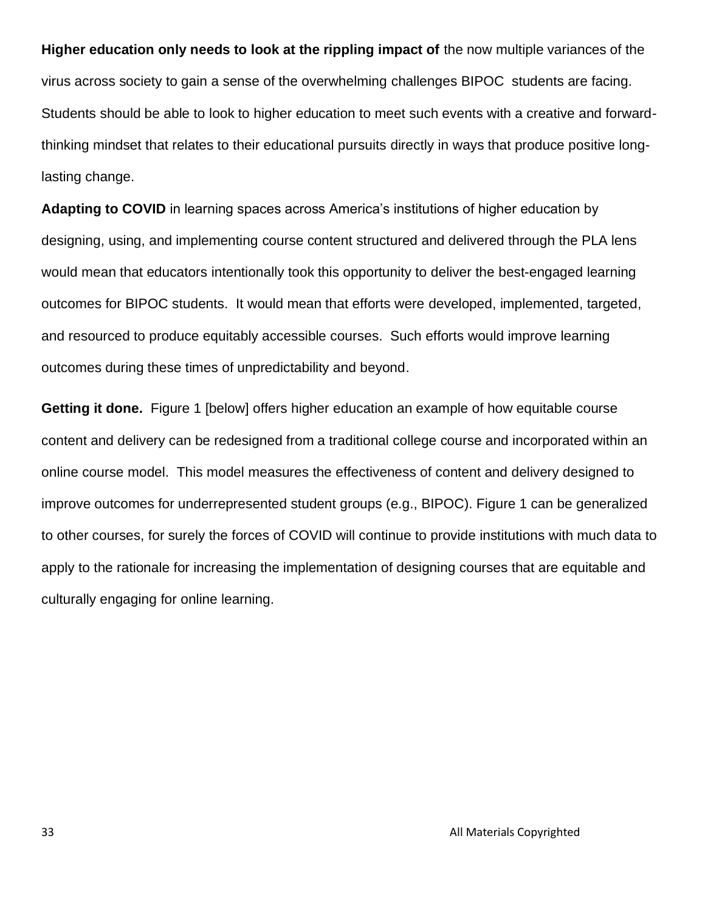**Higher education only needs to look at the rippling impact of** the now multiple variances of the virus across society to gain a sense of the overwhelming challenges BIPOC students are facing. Students should be able to look to higher education to meet such events with a creative and forward-thinking mindset that relates to their educational pursuits directly in ways that produce positive long-lasting change.

**Adapting to COVID** in learning spaces across America's institutions of higher education by designing, using, and implementing course content structured and delivered through the PLA lens would mean that educators intentionally took this opportunity to deliver the best-engaged learning outcomes for BIPOC students. It would mean that efforts were developed, implemented, targeted, and resourced to produce equitably accessible courses. Such efforts would improve learning outcomes during these times of unpredictability and beyond.

**Getting it done.** Figure 1 [below] offers higher education an example of how equitable course content and delivery can be redesigned from a traditional college course and incorporated within an online course model. This model measures the effectiveness of content and delivery designed to improve outcomes for underrepresented student groups (e.g., BIPOC). Figure 1 can be generalized to other courses, for surely the forces of COVID will continue to provide institutions with much data to apply to the rationale for increasing the implementation of designing courses that are equitable and culturally engaging for online learning.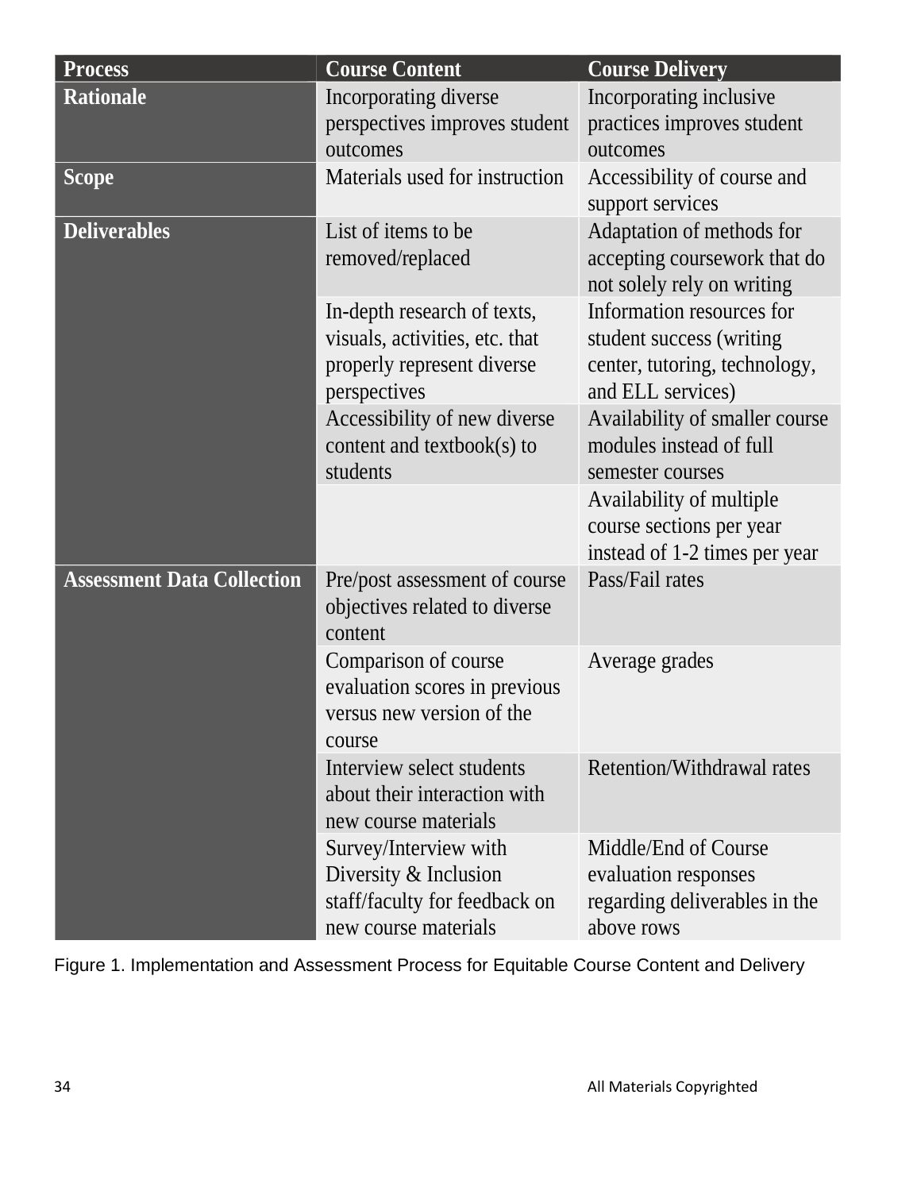| Process | Course Content | Course Delivery |
| --- | --- | --- |
| **Rationale** | Incorporating diverse perspectives improves student outcomes | Incorporating inclusive practices improves student outcomes |
| **Scope** | Materials used for instruction | Accessibility of course and support services |
| **Deliverables** | List of items to be removed/replaced | Adaptation of methods for accepting coursework that do not solely rely on writing |
| | In-depth research of texts, visuals, activities, etc. that properly represent diverse perspectives | Information resources for student success (writing center, tutoring, technology, and ELL services) |
| | Accessibility of new diverse content and textbook(s) to students | Availability of smaller course modules instead of full semester courses |
| | | Availability of multiple course sections per year instead of 1-2 times per year |
| **Assessment Data Collection** | Pre/post assessment of course objectives related to diverse content | Pass/Fail rates |
| | Comparison of course evaluation scores in previous versus new version of the course | Average grades |
| | Interview select students about their interaction with new course materials | Retention/Withdrawal rates |
| | Survey/Interview with Diversity & Inclusion staff/faculty for feedback on new course materials | Middle/End of Course evaluation responses regarding deliverables in the above rows |

Figure 1. Implementation and Assessment Process for Equitable Course Content and Delivery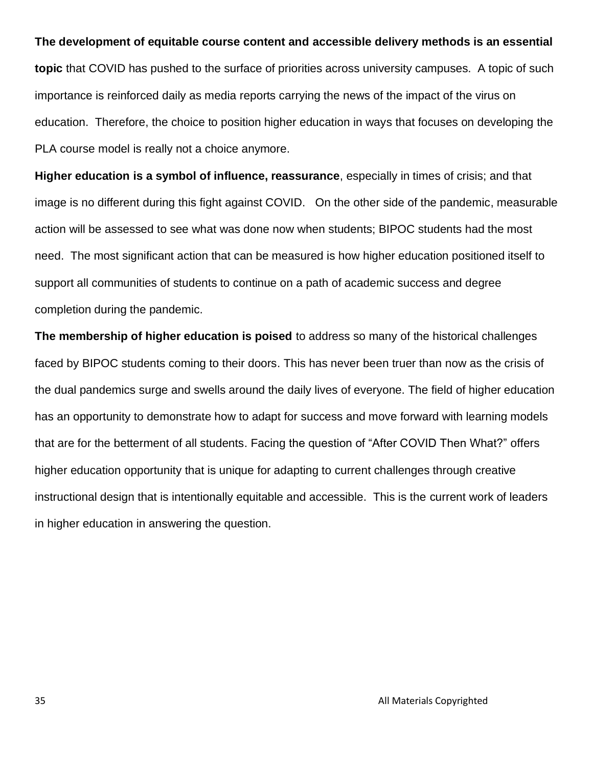**The development of equitable course content and accessible delivery methods is an essential topic** that COVID has pushed to the surface of priorities across university campuses. A topic of such importance is reinforced daily as media reports carrying the news of the impact of the virus on education. Therefore, the choice to position higher education in ways that focuses on developing the PLA course model is really not a choice anymore.

**Higher education is a symbol of influence, reassurance**, especially in times of crisis; and that image is no different during this fight against COVID. On the other side of the pandemic, measurable action will be assessed to see what was done now when students; BIPOC students had the most need. The most significant action that can be measured is how higher education positioned itself to support all communities of students to continue on a path of academic success and degree completion during the pandemic.

**The membership of higher education is poised** to address so many of the historical challenges faced by BIPOC students coming to their doors. This has never been truer than now as the crisis of the dual pandemics surge and swells around the daily lives of everyone. The field of higher education has an opportunity to demonstrate how to adapt for success and move forward with learning models that are for the betterment of all students. Facing the question of "After COVID Then What?" offers higher education opportunity that is unique for adapting to current challenges through creative instructional design that is intentionally equitable and accessible. This is the current work of leaders in higher education in answering the question.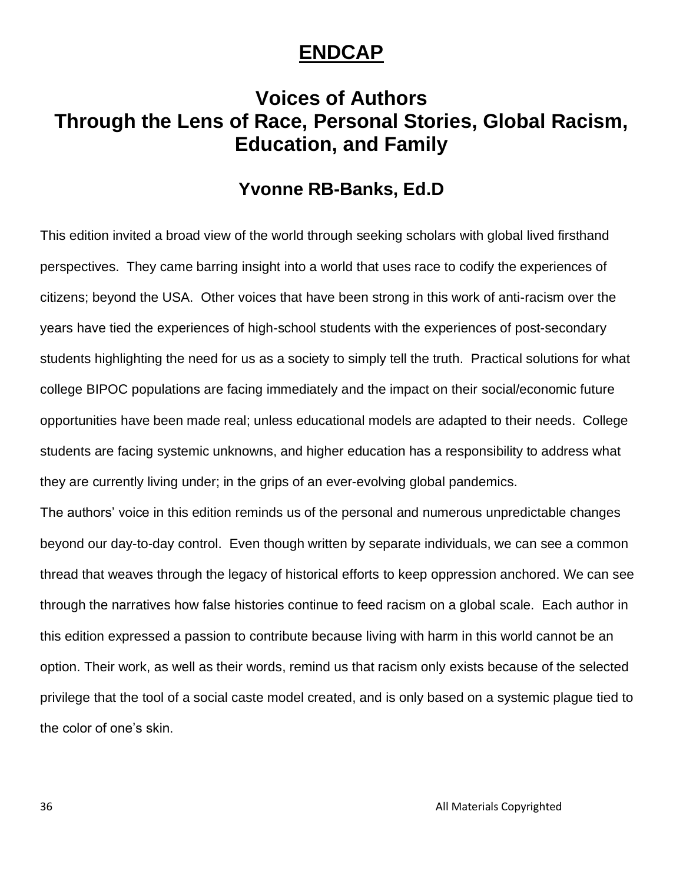# ENDCAP

## Voices of Authors Through the Lens of Race, Personal Stories, Global Racism, Education, and Family

### Yvonne RB-Banks, Ed.D

This edition invited a broad view of the world through seeking scholars with global lived firsthand perspectives. They came barring insight into a world that uses race to codify the experiences of citizens; beyond the USA. Other voices that have been strong in this work of anti-racism over the years have tied the experiences of high-school students with the experiences of post-secondary students highlighting the need for us as a society to simply tell the truth. Practical solutions for what college BIPOC populations are facing immediately and the impact on their social/economic future opportunities have been made real; unless educational models are adapted to their needs. College students are facing systemic unknowns, and higher education has a responsibility to address what they are currently living under; in the grips of an ever-evolving global pandemics.

The authors' voice in this edition reminds us of the personal and numerous unpredictable changes beyond our day-to-day control. Even though written by separate individuals, we can see a common thread that weaves through the legacy of historical efforts to keep oppression anchored. We can see through the narratives how false histories continue to feed racism on a global scale. Each author in this edition expressed a passion to contribute because living with harm in this world cannot be an option. Their work, as well as their words, remind us that racism only exists because of the selected privilege that the tool of a social caste model created, and is only based on a systemic plague tied to the color of one's skin.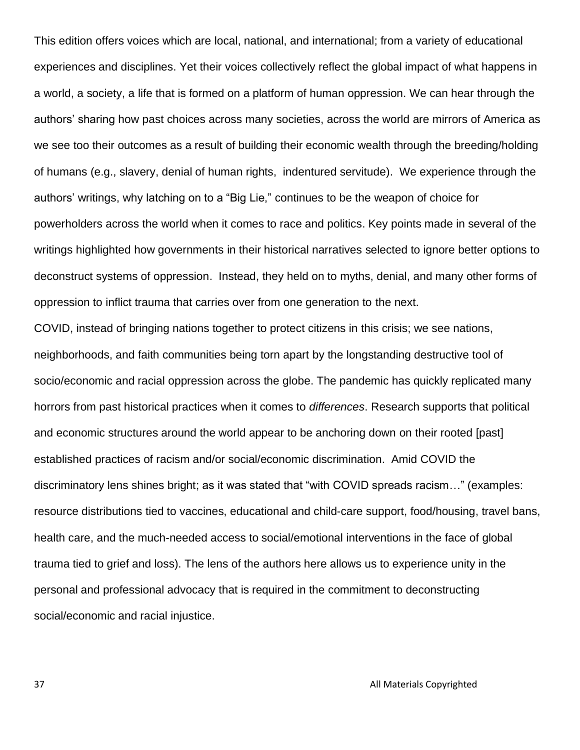This edition offers voices which are local, national, and international; from a variety of educational experiences and disciplines. Yet their voices collectively reflect the global impact of what happens in a world, a society, a life that is formed on a platform of human oppression. We can hear through the authors' sharing how past choices across many societies, across the world are mirrors of America as we see too their outcomes as a result of building their economic wealth through the breeding/holding of humans (e.g., slavery, denial of human rights, indentured servitude). We experience through the authors' writings, why latching on to a "Big Lie," continues to be the weapon of choice for powerholders across the world when it comes to race and politics. Key points made in several of the writings highlighted how governments in their historical narratives selected to ignore better options to deconstruct systems of oppression. Instead, they held on to myths, denial, and many other forms of oppression to inflict trauma that carries over from one generation to the next.

COVID, instead of bringing nations together to protect citizens in this crisis; we see nations, neighborhoods, and faith communities being torn apart by the longstanding destructive tool of socio/economic and racial oppression across the globe. The pandemic has quickly replicated many horrors from past historical practices when it comes to *differences*. Research supports that political and economic structures around the world appear to be anchoring down on their rooted [past] established practices of racism and/or social/economic discrimination. Amid COVID the discriminatory lens shines bright; as it was stated that "with COVID spreads racism…" (examples: resource distributions tied to vaccines, educational and child-care support, food/housing, travel bans, health care, and the much-needed access to social/emotional interventions in the face of global trauma tied to grief and loss). The lens of the authors here allows us to experience unity in the personal and professional advocacy that is required in the commitment to deconstructing social/economic and racial injustice.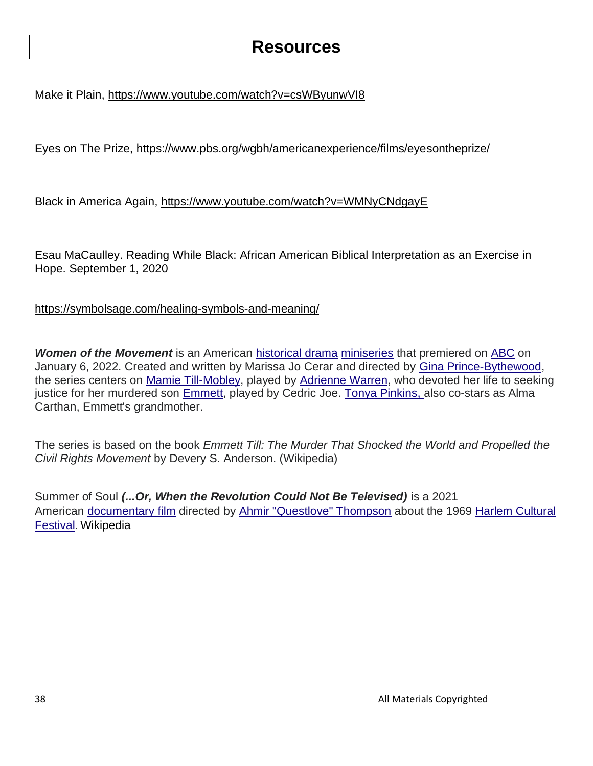# Resources

Make it Plain, https://www.youtube.com/watch?v=csWByunwVI8

Eyes on The Prize, https://www.pbs.org/wgbh/americanexperience/films/eyesontheprize/

Black in America Again, https://www.youtube.com/watch?v=WMNyCNdgayE

Esau MaCaulley. Reading While Black: African American Biblical Interpretation as an Exercise in Hope. September 1, 2020

https://symbolsage.com/healing-symbols-and-meaning/

***Women of the Movement*** is an American historical drama miniseries that premiered on ABC on January 6, 2022. Created and written by Marissa Jo Cerar and directed by Gina Prince-Bythewood, the series centers on Mamie Till-Mobley, played by Adrienne Warren, who devoted her life to seeking justice for her murdered son Emmett, played by Cedric Joe. Tonya Pinkins, also co-stars as Alma Carthan, Emmett's grandmother.

The series is based on the book *Emmett Till: The Murder That Shocked the World and Propelled the Civil Rights Movement* by Devery S. Anderson. (Wikipedia)

Summer of Soul ***(...Or, When the Revolution Could Not Be Televised)*** is a 2021 American documentary film directed by Ahmir "Questlove" Thompson about the 1969 Harlem Cultural Festival. Wikipedia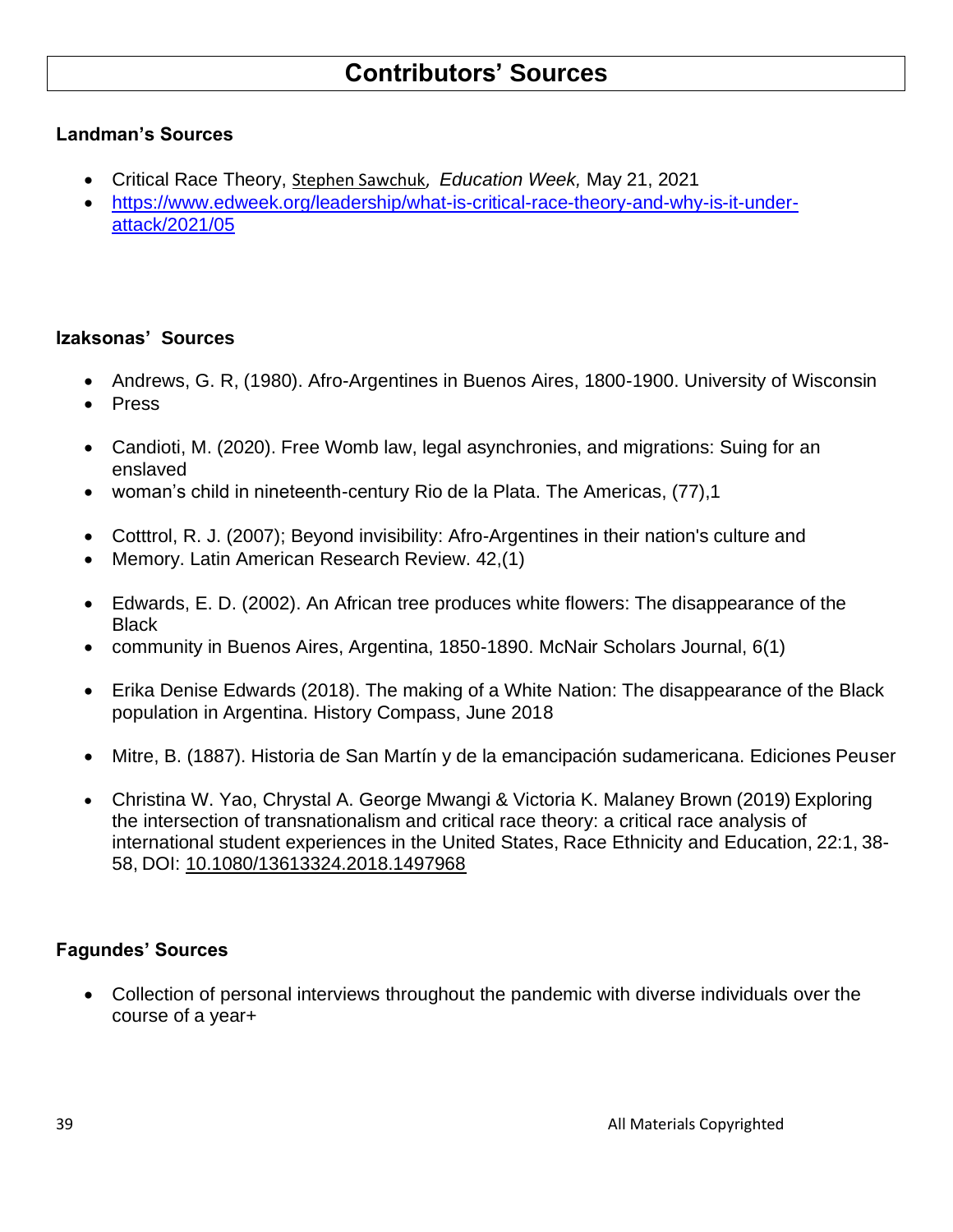# Contributors' Sources

### Landman's Sources

- Critical Race Theory, Stephen Sawchuk*, Education Week,* May 21, 2021
- https://www.edweek.org/leadership/what-is-critical-race-theory-and-why-is-it-under-attack/2021/05

### Izaksonas' Sources

- Andrews, G. R, (1980). Afro-Argentines in Buenos Aires, 1800-1900. University of Wisconsin
- Press

- Candioti, M. (2020). Free Womb law, legal asynchronies, and migrations: Suing for an enslaved
- woman's child in nineteenth-century Rio de la Plata. The Americas, (77),1

- Cotttrol, R. J. (2007); Beyond invisibility: Afro-Argentines in their nation's culture and
- Memory. Latin American Research Review. 42,(1)

- Edwards, E. D. (2002). An African tree produces white flowers: The disappearance of the Black
- community in Buenos Aires, Argentina, 1850-1890. McNair Scholars Journal, 6(1)

- Erika Denise Edwards (2018). The making of a White Nation: The disappearance of the Black population in Argentina. History Compass, June 2018

- Mitre, B. (1887). Historia de San Martín y de la emancipación sudamericana. Ediciones Peuser

- Christina W. Yao, Chrystal A. George Mwangi & Victoria K. Malaney Brown (2019) Exploring the intersection of transnationalism and critical race theory: a critical race analysis of international student experiences in the United States, Race Ethnicity and Education, 22:1, 38-58, DOI: 10.1080/13613324.2018.1497968

### Fagundes' Sources

- Collection of personal interviews throughout the pandemic with diverse individuals over the course of a year+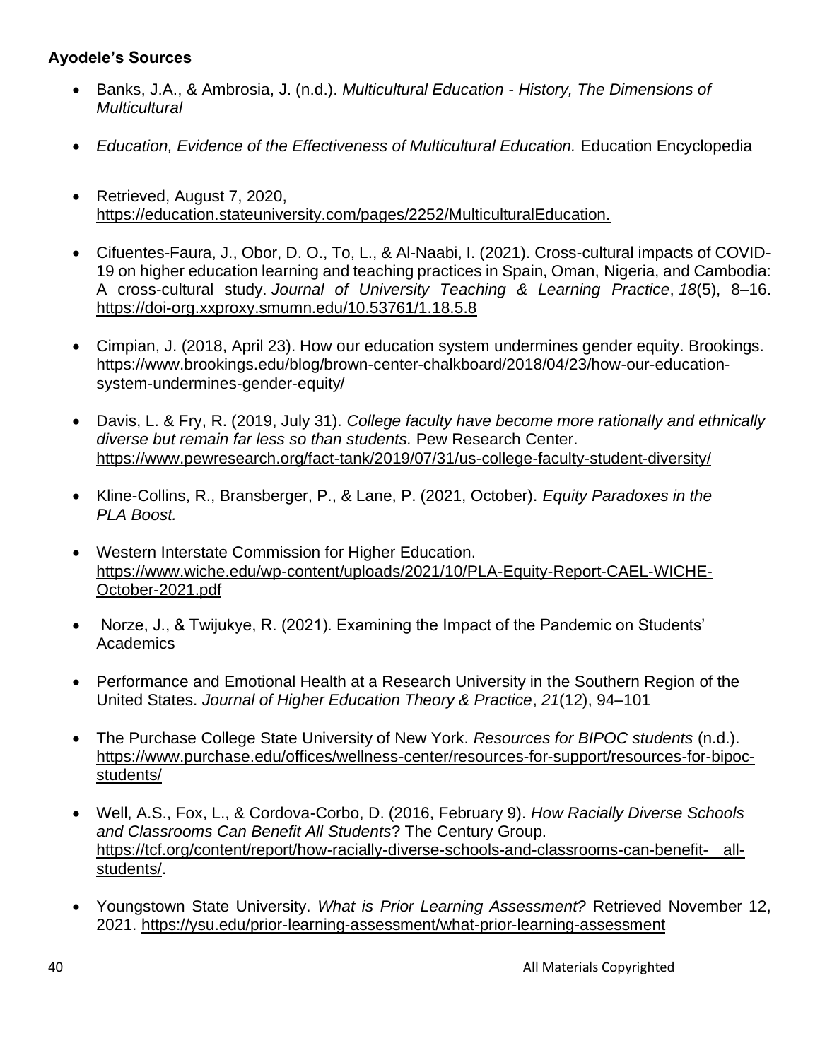**Ayodele's Sources**

- Banks, J.A., & Ambrosia, J. (n.d.). *Multicultural Education - History, The Dimensions of Multicultural*
- *Education, Evidence of the Effectiveness of Multicultural Education.* Education Encyclopedia
- Retrieved, August 7, 2020, https://education.stateuniversity.com/pages/2252/MulticulturalEducation.
- Cifuentes-Faura, J., Obor, D. O., To, L., & Al-Naabi, I. (2021). Cross-cultural impacts of COVID-19 on higher education learning and teaching practices in Spain, Oman, Nigeria, and Cambodia: A cross-cultural study. *Journal of University Teaching & Learning Practice*, *18*(5), 8–16. https://doi-org.xxproxy.smumn.edu/10.53761/1.18.5.8
- Cimpian, J. (2018, April 23). How our education system undermines gender equity. Brookings. https://www.brookings.edu/blog/brown-center-chalkboard/2018/04/23/how-our-education-system-undermines-gender-equity/
- Davis, L. & Fry, R. (2019, July 31). *College faculty have become more rationally and ethnically diverse but remain far less so than students.* Pew Research Center. https://www.pewresearch.org/fact-tank/2019/07/31/us-college-faculty-student-diversity/
- Kline-Collins, R., Bransberger, P., & Lane, P. (2021, October). *Equity Paradoxes in the PLA Boost.*
- Western Interstate Commission for Higher Education. https://www.wiche.edu/wp-content/uploads/2021/10/PLA-Equity-Report-CAEL-WICHE-October-2021.pdf
- Norze, J., & Twijukye, R. (2021). Examining the Impact of the Pandemic on Students' Academics
- Performance and Emotional Health at a Research University in the Southern Region of the United States. *Journal of Higher Education Theory & Practice*, *21*(12), 94–101
- The Purchase College State University of New York. *Resources for BIPOC students* (n.d.). https://www.purchase.edu/offices/wellness-center/resources-for-support/resources-for-bipoc-students/
- Well, A.S., Fox, L., & Cordova-Corbo, D. (2016, February 9). *How Racially Diverse Schools and Classrooms Can Benefit All Students*? The Century Group. https://tcf.org/content/report/how-racially-diverse-schools-and-classrooms-can-benefit- all-students/.
- Youngstown State University. *What is Prior Learning Assessment?* Retrieved November 12, 2021. https://ysu.edu/prior-learning-assessment/what-prior-learning-assessment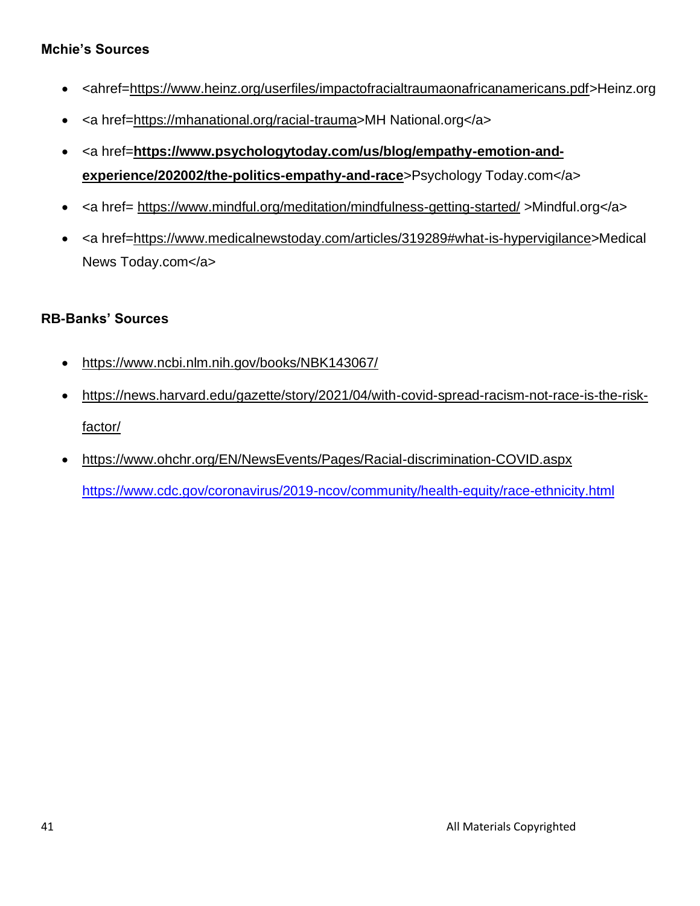**Mchie's Sources**

- <ahref=https://www.heinz.org/userfiles/impactofracialtraumaonafricanamericans.pdf>Heinz.org
- <a href=https://mhanational.org/racial-trauma>MH National.org</a>
- <a href=**https://www.psychologytoday.com/us/blog/empathy-emotion-and-experience/202002/the-politics-empathy-and-race**>Psychology Today.com</a>
- <a href= https://www.mindful.org/meditation/mindfulness-getting-started/ >Mindful.org</a>
- <a href=https://www.medicalnewstoday.com/articles/319289#what-is-hypervigilance>Medical News Today.com</a>

**RB-Banks' Sources**

- https://www.ncbi.nlm.nih.gov/books/NBK143067/
- https://news.harvard.edu/gazette/story/2021/04/with-covid-spread-racism-not-race-is-the-risk-factor/
- https://www.ohchr.org/EN/NewsEvents/Pages/Racial-discrimination-COVID.aspx
  https://www.cdc.gov/coronavirus/2019-ncov/community/health-equity/race-ethnicity.html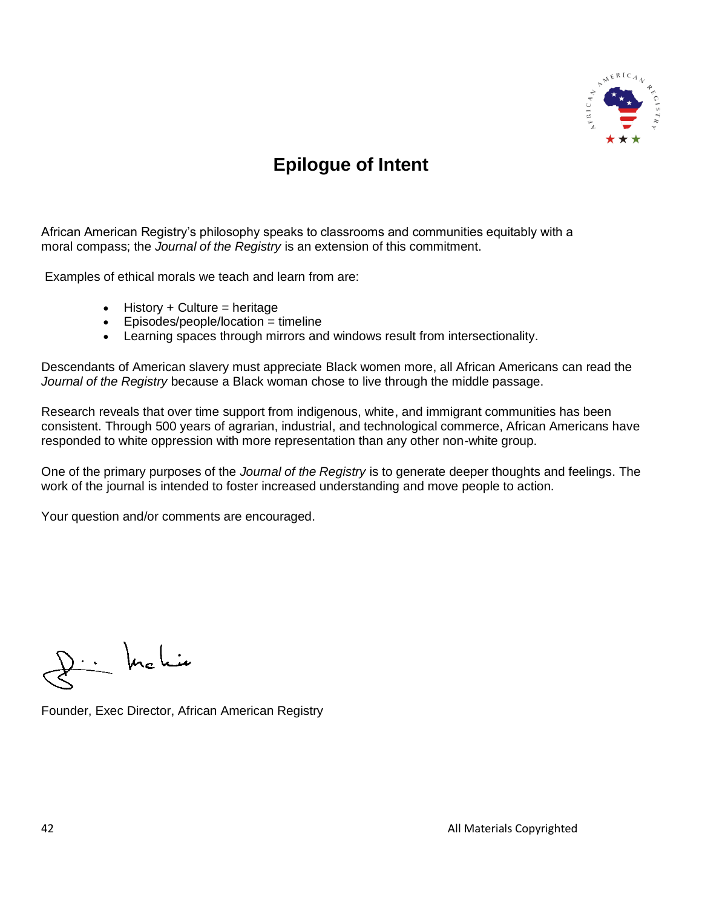# Epilogue of Intent

African American Registry's philosophy speaks to classrooms and communities equitably with a moral compass; the *Journal of the Registry* is an extension of this commitment.

Examples of ethical morals we teach and learn from are:

- History + Culture = heritage
- Episodes/people/location = timeline
- Learning spaces through mirrors and windows result from intersectionality.

Descendants of American slavery must appreciate Black women more, all African Americans can read the *Journal of the Registry* because a Black woman chose to live through the middle passage.

Research reveals that over time support from indigenous, white, and immigrant communities has been consistent. Through 500 years of agrarian, industrial, and technological commerce, African Americans have responded to white oppression with more representation than any other non-white group.

One of the primary purposes of the *Journal of the Registry* is to generate deeper thoughts and feelings. The work of the journal is intended to foster increased understanding and move people to action.

Your question and/or comments are encouraged.

Founder, Exec Director, African American Registry

All Materials Copyrighted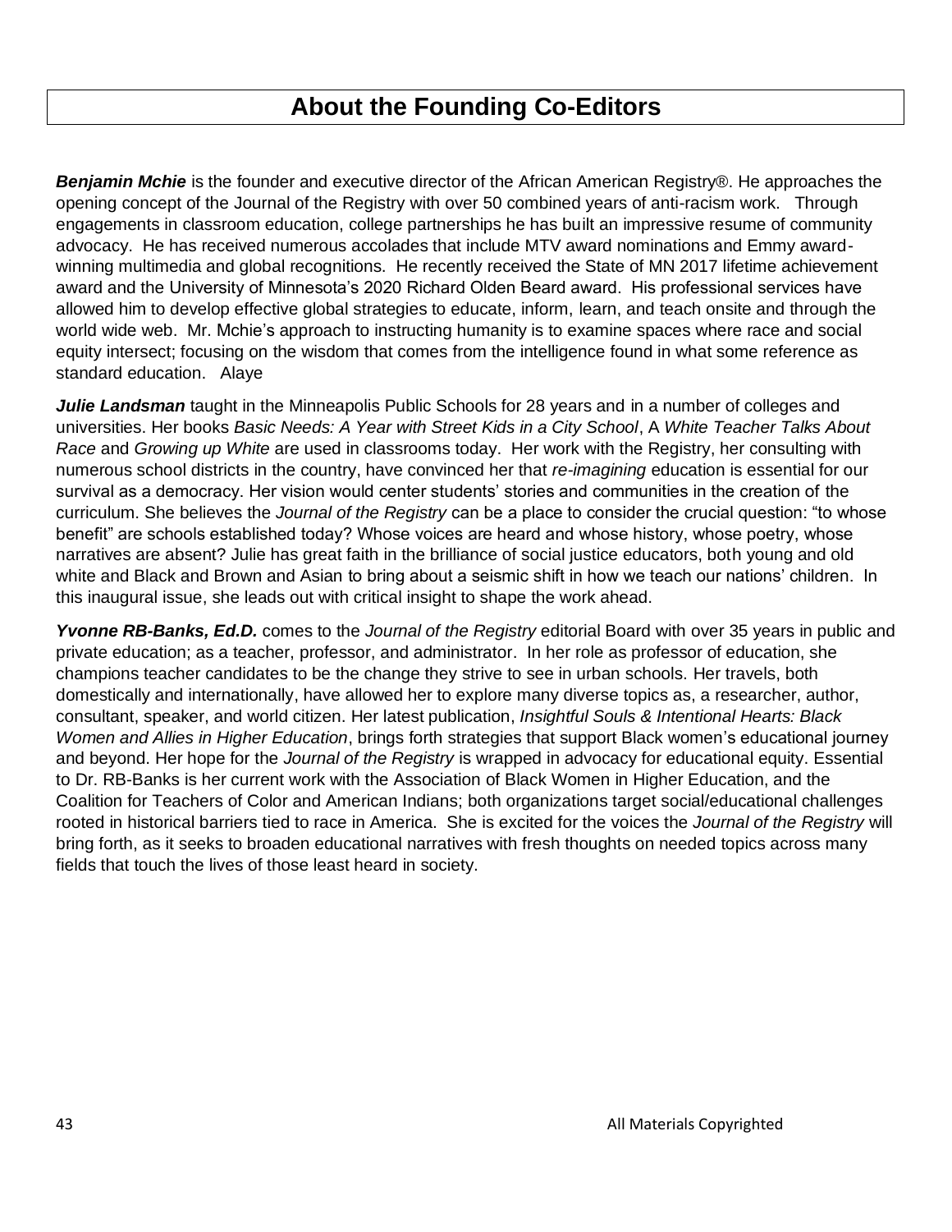# About the Founding Co-Editors

***Benjamin Mchie*** is the founder and executive director of the African American Registry®. He approaches the opening concept of the Journal of the Registry with over 50 combined years of anti-racism work. Through engagements in classroom education, college partnerships he has built an impressive resume of community advocacy. He has received numerous accolades that include MTV award nominations and Emmy award-winning multimedia and global recognitions. He recently received the State of MN 2017 lifetime achievement award and the University of Minnesota's 2020 Richard Olden Beard award. His professional services have allowed him to develop effective global strategies to educate, inform, learn, and teach onsite and through the world wide web. Mr. Mchie's approach to instructing humanity is to examine spaces where race and social equity intersect; focusing on the wisdom that comes from the intelligence found in what some reference as standard education. Alaye

***Julie Landsman*** taught in the Minneapolis Public Schools for 28 years and in a number of colleges and universities. Her books *Basic Needs: A Year with Street Kids in a City School*, A *White Teacher Talks About Race* and *Growing up White* are used in classrooms today. Her work with the Registry, her consulting with numerous school districts in the country, have convinced her that *re-imagining* education is essential for our survival as a democracy. Her vision would center students' stories and communities in the creation of the curriculum. She believes the *Journal of the Registry* can be a place to consider the crucial question: "to whose benefit" are schools established today? Whose voices are heard and whose history, whose poetry, whose narratives are absent? Julie has great faith in the brilliance of social justice educators, both young and old white and Black and Brown and Asian to bring about a seismic shift in how we teach our nations' children. In this inaugural issue, she leads out with critical insight to shape the work ahead.

***Yvonne RB-Banks, Ed.D.*** comes to the *Journal of the Registry* editorial Board with over 35 years in public and private education; as a teacher, professor, and administrator. In her role as professor of education, she champions teacher candidates to be the change they strive to see in urban schools. Her travels, both domestically and internationally, have allowed her to explore many diverse topics as, a researcher, author, consultant, speaker, and world citizen. Her latest publication, *Insightful Souls & Intentional Hearts: Black Women and Allies in Higher Education*, brings forth strategies that support Black women's educational journey and beyond. Her hope for the *Journal of the Registry* is wrapped in advocacy for educational equity. Essential to Dr. RB-Banks is her current work with the Association of Black Women in Higher Education, and the Coalition for Teachers of Color and American Indians; both organizations target social/educational challenges rooted in historical barriers tied to race in America. She is excited for the voices the *Journal of the Registry* will bring forth, as it seeks to broaden educational narratives with fresh thoughts on needed topics across many fields that touch the lives of those least heard in society.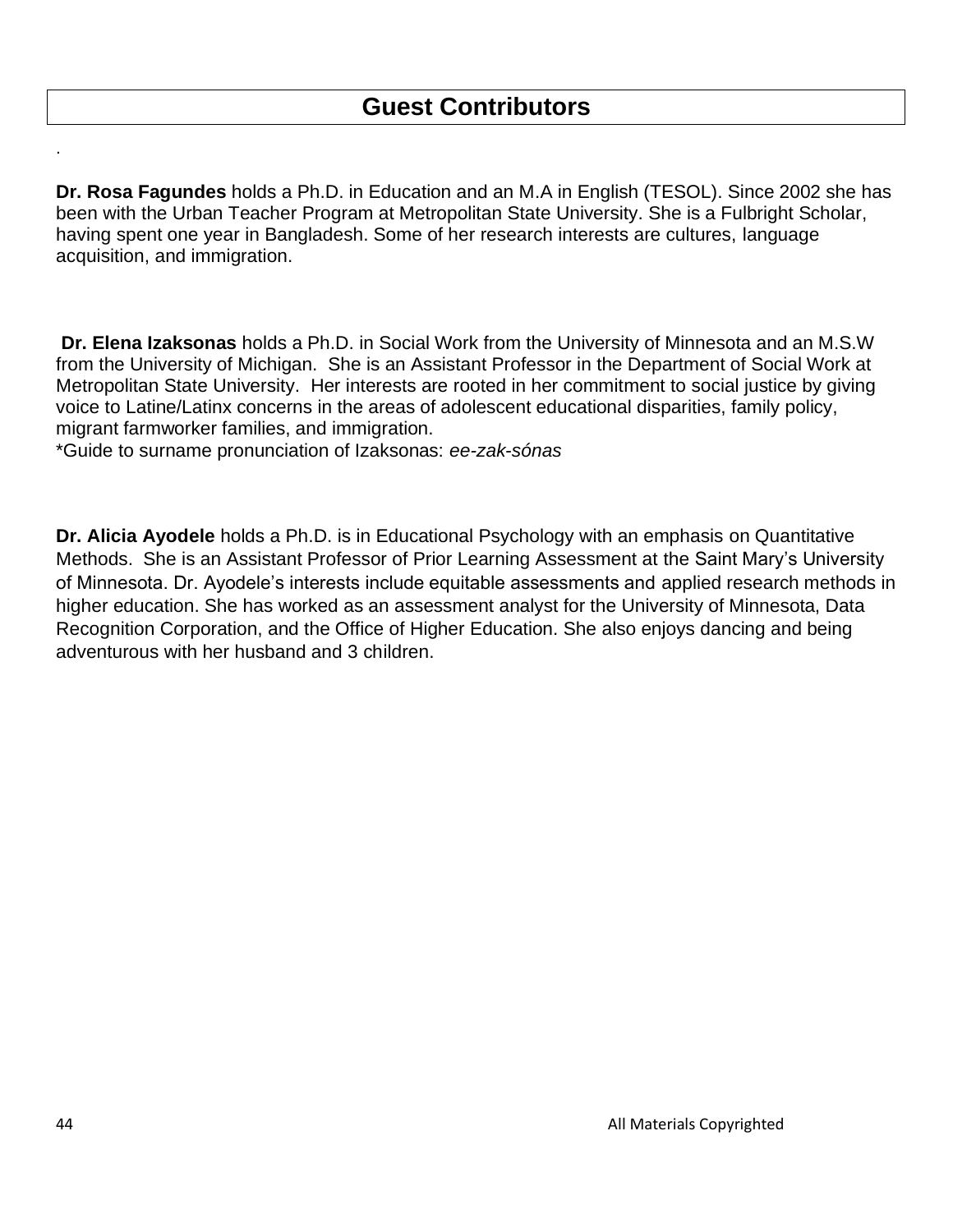# Guest Contributors

.

**Dr. Rosa Fagundes** holds a Ph.D. in Education and an M.A in English (TESOL). Since 2002 she has been with the Urban Teacher Program at Metropolitan State University. She is a Fulbright Scholar, having spent one year in Bangladesh. Some of her research interests are cultures, language acquisition, and immigration.

**Dr. Elena Izaksonas** holds a Ph.D. in Social Work from the University of Minnesota and an M.S.W from the University of Michigan. She is an Assistant Professor in the Department of Social Work at Metropolitan State University. Her interests are rooted in her commitment to social justice by giving voice to Latine/Latinx concerns in the areas of adolescent educational disparities, family policy, migrant farmworker families, and immigration.
*Guide to surname pronunciation of Izaksonas: *ee-zak-sónas*

**Dr. Alicia Ayodele** holds a Ph.D. is in Educational Psychology with an emphasis on Quantitative Methods. She is an Assistant Professor of Prior Learning Assessment at the Saint Mary's University of Minnesota. Dr. Ayodele's interests include equitable assessments and applied research methods in higher education. She has worked as an assessment analyst for the University of Minnesota, Data Recognition Corporation, and the Office of Higher Education. She also enjoys dancing and being adventurous with her husband and 3 children.

All Materials Copyrighted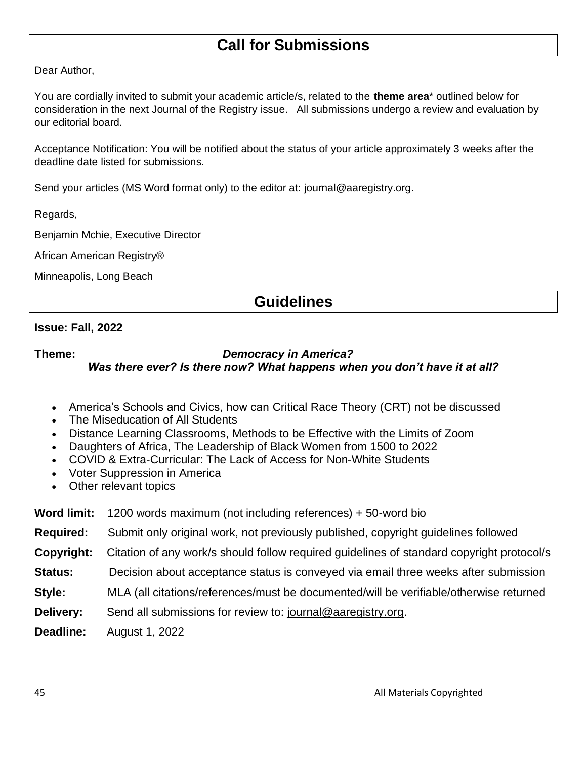## Call for Submissions

Dear Author,

You are cordially invited to submit your academic article/s, related to the **theme area*** outlined below for consideration in the next Journal of the Registry issue. All submissions undergo a review and evaluation by our editorial board.

Acceptance Notification: You will be notified about the status of your article approximately 3 weeks after the deadline date listed for submissions.

Send your articles (MS Word format only) to the editor at: journal@aaregistry.org.

Regards,

Benjamin Mchie, Executive Director

African American Registry®

Minneapolis, Long Beach

## Guidelines

**Issue: Fall, 2022**

**Theme:** ***Democracy in America?***
***Was there ever? Is there now? What happens when you don't have it at all?***

- America's Schools and Civics, how can Critical Race Theory (CRT) not be discussed
- The Miseducation of All Students
- Distance Learning Classrooms, Methods to be Effective with the Limits of Zoom
- Daughters of Africa, The Leadership of Black Women from 1500 to 2022
- COVID & Extra-Curricular: The Lack of Access for Non-White Students
- Voter Suppression in America
- Other relevant topics

**Word limit:** 1200 words maximum (not including references) + 50-word bio

**Required:** Submit only original work, not previously published, copyright guidelines followed

**Copyright:** Citation of any work/s should follow required guidelines of standard copyright protocol/s

**Status:** Decision about acceptance status is conveyed via email three weeks after submission

**Style:** MLA (all citations/references/must be documented/will be verifiable/otherwise returned

**Delivery:** Send all submissions for review to: journal@aaregistry.org.

**Deadline:** August 1, 2022